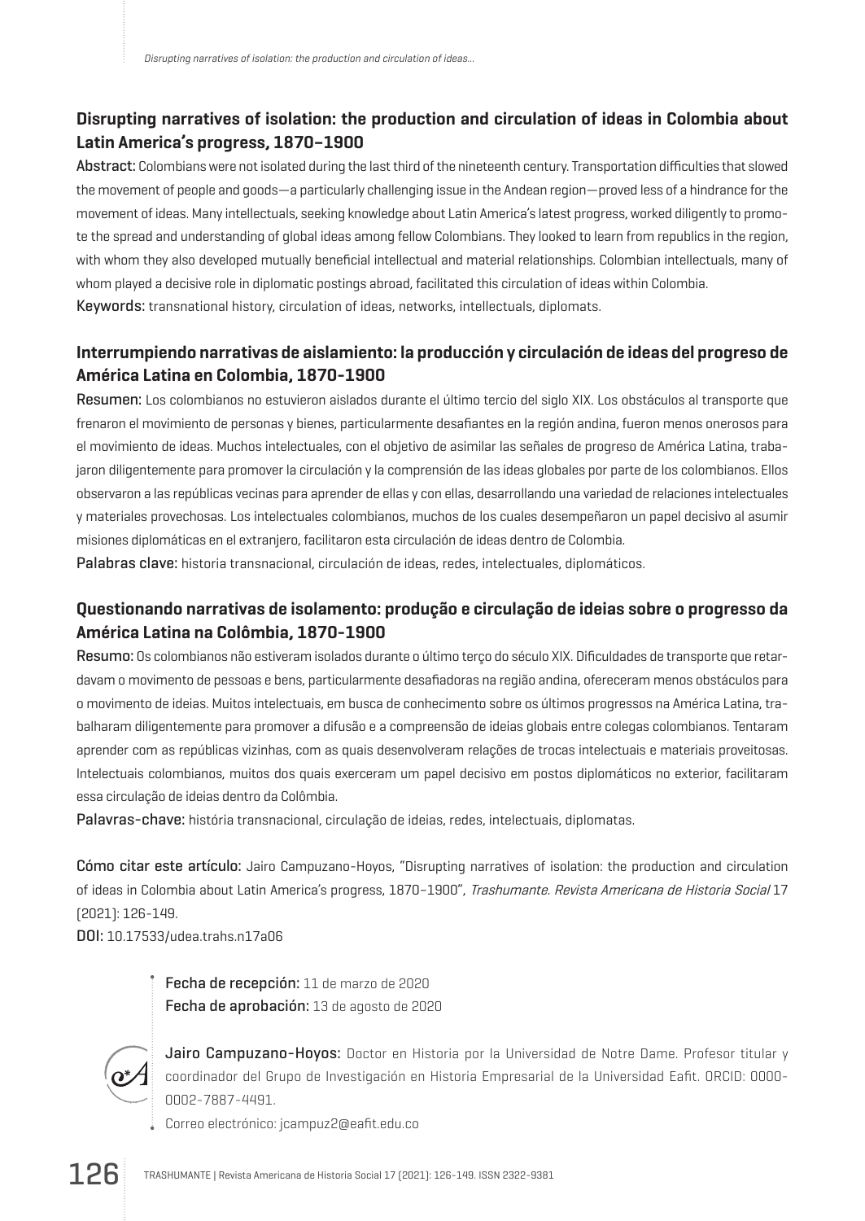## Disrupting narratives of isolation: the production and circulation of ideas in Colombia about Latin America's progress, 1870–1900

**Abstract:** Colombians were not isolated during the last third of the nineteenth century. Transportation difficulties that slowed the movement of people and goods—a particularly challenging issue in the Andean region—proved less of a hindrance for the movement of ideas. Many intellectuals, seeking knowledge about Latin America's latest progress, worked diligently to promote the spread and understanding of global ideas among fellow Colombians. They looked to learn from republics in the region, with whom they also developed mutually beneficial intellectual and material relationships. Colombian intellectuals, many of whom played a decisive role in diplomatic postings abroad, facilitated this circulation of ideas within Colombia.

**Keywords:** transnational history, circulation of ideas, networks, intellectuals, diplomats.

## Interrumpiendo narrativas de aislamiento: la producción y circulación de ideas del progreso de América Latina en Colombia, 1870-1900

**Resumen:** Los colombianos no estuvieron aislados durante el último tercio del siglo XIX. Los obstáculos al transporte que frenaron el movimiento de personas y bienes, particularmente desafiantes en la región andina, fueron menos onerosos para el movimiento de ideas. Muchos intelectuales, con el objetivo de asimilar las señales de progreso de América Latina, trabajaron diligentemente para promover la circulación y la comprensión de las ideas globales por parte de los colombianos. Ellos observaron a las repúblicas vecinas para aprender de ellas y con ellas, desarrollando una variedad de relaciones intelectuales y materiales provechosas. Los intelectuales colombianos, muchos de los cuales desempeñaron un papel decisivo al asumir misiones diplomáticas en el extranjero, facilitaron esta circulación de ideas dentro de Colombia.

**Palabras clave:** historia transnacional, circulación de ideas, redes, intelectuales, diplomáticos.

## Questionando narrativas de isolamento: produção e circulação de ideias sobre o progresso da América Latina na Colômbia, 1870-1900

**Resumo:** Os colombianos não estiveram isolados durante o último terço do século XIX. Dificuldades de transporte que retardavam o movimento de pessoas e bens, particularmente desafiadoras na região andina, ofereceram menos obstáculos para o movimento de ideias. Muitos intelectuais, em busca de conhecimento sobre os últimos progressos na América Latina, trabalharam diligentemente para promover a difusão e a compreensão de ideias globais entre colegas colombianos. Tentaram aprender com as repúblicas vizinhas, com as quais desenvolveram relações de trocas intelectuais e materiais proveitosas. Intelectuais colombianos, muitos dos quais exerceram um papel decisivo em postos diplomáticos no exterior, facilitaram essa circulação de ideias dentro da Colômbia.

**Palavras-chave:** história transnacional, circulação de ideias, redes, intelectuais, diplomatas.

**Cómo citar este artículo:** Jairo Campuzano-Hoyos, "Disrupting narratives of isolation: the production and circulation of ideas in Colombia about Latin America's progress, 1870–1900", *Trashumante. Revista Americana de Historia Social* 17 (2021): 126-149.

**DOI:** 10.17533/udea.trahs.n17a06

**Fecha de recepción:** 11 de marzo de 2020

**Fecha de aprobación:** 13 de agosto de 2020

**Jairo Campuzano-Hoyos:** Doctor en Historia por la Universidad de Notre Dame. Profesor titular y coordinador del Grupo de Investigación en Historia Empresarial de la Universidad Eafit. ORCID: 0000-0002-7887-4491.

Correo electrónico: jcampuz2@eafit.edu.co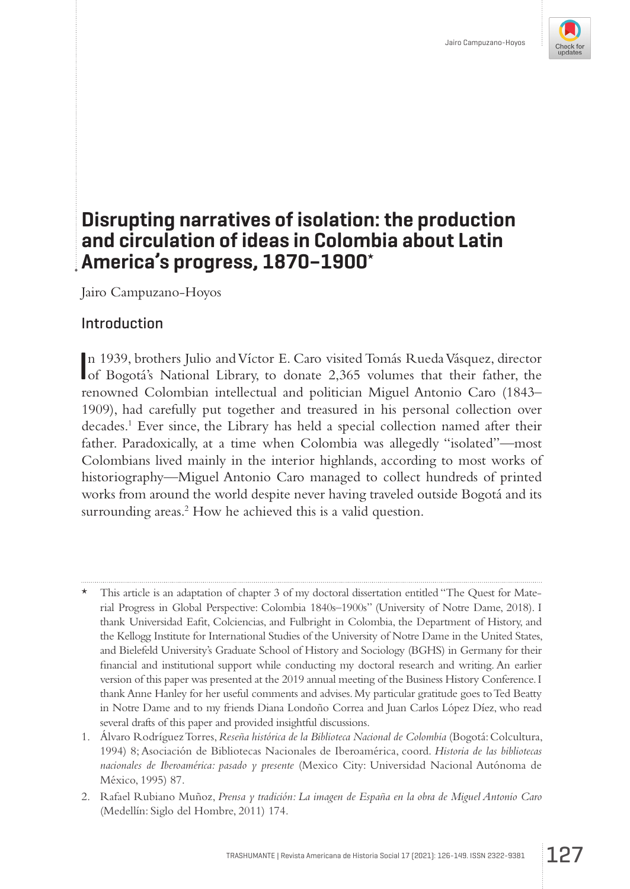# Disrupting narratives of isolation: the production and circulation of ideas in Colombia about Latin America's progress, 1870–1900*

Jairo Campuzano-Hoyos

## Introduction

In 1939, brothers Julio and Víctor E. Caro visited Tomás Rueda Vásquez, director of Bogotá's National Library, to donate 2,365 volumes that their father, the renowned Colombian intellectual and politician Miguel Antonio Caro (1843–1909), had carefully put together and treasured in his personal collection over decades.[1] Ever since, the Library has held a special collection named after their father. Paradoxically, at a time when Colombia was allegedly "isolated"—most Colombians lived mainly in the interior highlands, according to most works of historiography—Miguel Antonio Caro managed to collect hundreds of printed works from around the world despite never having traveled outside Bogotá and its surrounding areas.[2] How he achieved this is a valid question.

---

\* This article is an adaptation of chapter 3 of my doctoral dissertation entitled "The Quest for Material Progress in Global Perspective: Colombia 1840s–1900s" (University of Notre Dame, 2018). I thank Universidad Eafit, Colciencias, and Fulbright in Colombia, the Department of History, and the Kellogg Institute for International Studies of the University of Notre Dame in the United States, and Bielefeld University's Graduate School of History and Sociology (BGHS) in Germany for their financial and institutional support while conducting my doctoral research and writing. An earlier version of this paper was presented at the 2019 annual meeting of the Business History Conference. I thank Anne Hanley for her useful comments and advises. My particular gratitude goes to Ted Beatty in Notre Dame and to my friends Diana Londoño Correa and Juan Carlos López Díez, who read several drafts of this paper and provided insightful discussions.

1. Álvaro Rodríguez Torres, *Reseña histórica de la Biblioteca Nacional de Colombia* (Bogotá: Colcultura, 1994) 8; Asociación de Bibliotecas Nacionales de Iberoamérica, coord. *Historia de las bibliotecas nacionales de Iberoamérica: pasado y presente* (Mexico City: Universidad Nacional Autónoma de México, 1995) 87.

2. Rafael Rubiano Muñoz, *Prensa y tradición: La imagen de España en la obra de Miguel Antonio Caro* (Medellín: Siglo del Hombre, 2011) 174.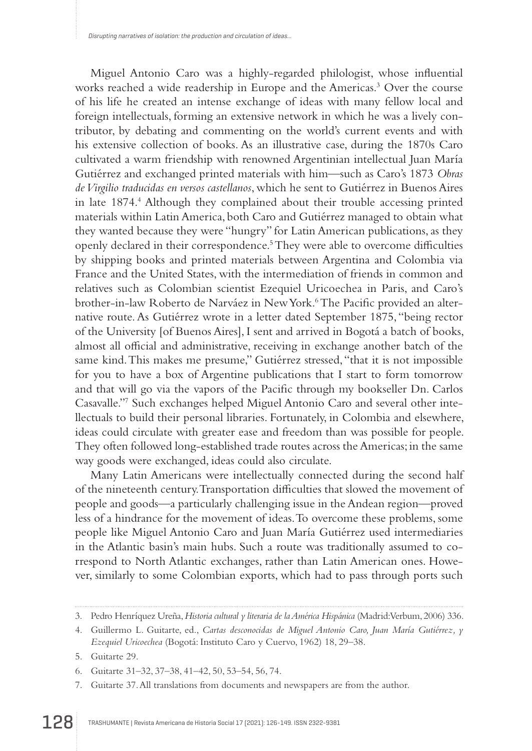Miguel Antonio Caro was a highly-regarded philologist, whose influential works reached a wide readership in Europe and the Americas.[3] Over the course of his life he created an intense exchange of ideas with many fellow local and foreign intellectuals, forming an extensive network in which he was a lively contributor, by debating and commenting on the world's current events and with his extensive collection of books. As an illustrative case, during the 1870s Caro cultivated a warm friendship with renowned Argentinian intellectual Juan María Gutiérrez and exchanged printed materials with him—such as Caro's 1873 *Obras de Virgilio traducidas en versos castellanos*, which he sent to Gutiérrez in Buenos Aires in late 1874.[4] Although they complained about their trouble accessing printed materials within Latin America, both Caro and Gutiérrez managed to obtain what they wanted because they were "hungry" for Latin American publications, as they openly declared in their correspondence.[5] They were able to overcome difficulties by shipping books and printed materials between Argentina and Colombia via France and the United States, with the intermediation of friends in common and relatives such as Colombian scientist Ezequiel Uricoechea in Paris, and Caro's brother-in-law Roberto de Narváez in New York.[6] The Pacific provided an alternative route. As Gutiérrez wrote in a letter dated September 1875, "being rector of the University [of Buenos Aires], I sent and arrived in Bogotá a batch of books, almost all official and administrative, receiving in exchange another batch of the same kind. This makes me presume," Gutiérrez stressed, "that it is not impossible for you to have a box of Argentine publications that I start to form tomorrow and that will go via the vapors of the Pacific through my bookseller Dn. Carlos Casavalle."[7] Such exchanges helped Miguel Antonio Caro and several other intellectuals to build their personal libraries. Fortunately, in Colombia and elsewhere, ideas could circulate with greater ease and freedom than was possible for people. They often followed long-established trade routes across the Americas; in the same way goods were exchanged, ideas could also circulate.

Many Latin Americans were intellectually connected during the second half of the nineteenth century. Transportation difficulties that slowed the movement of people and goods—a particularly challenging issue in the Andean region—proved less of a hindrance for the movement of ideas. To overcome these problems, some people like Miguel Antonio Caro and Juan María Gutiérrez used intermediaries in the Atlantic basin's main hubs. Such a route was traditionally assumed to correspond to North Atlantic exchanges, rather than Latin American ones. However, similarly to some Colombian exports, which had to pass through ports such

3. Pedro Henríquez Ureña, *Historia cultural y literaria de la América Hispánica* (Madrid: Verbum, 2006) 336.
4. Guillermo L. Guitarte, ed., *Cartas desconocidas de Miguel Antonio Caro, Juan María Gutiérrez, y Ezequiel Uricoechea* (Bogotá: Instituto Caro y Cuervo, 1962) 18, 29–38.
5. Guitarte 29.
6. Guitarte 31–32, 37–38, 41–42, 50, 53–54, 56, 74.
7. Guitarte 37. All translations from documents and newspapers are from the author.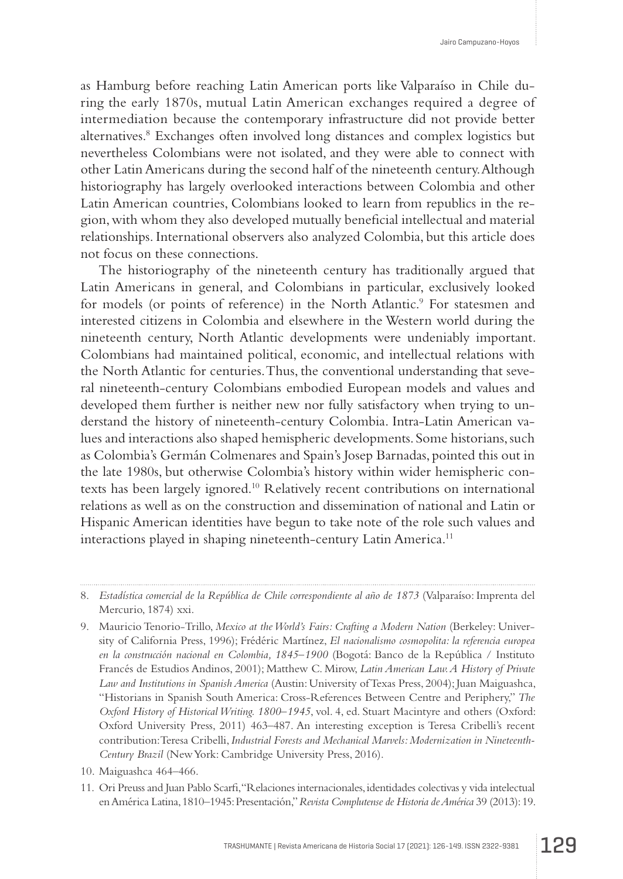as Hamburg before reaching Latin American ports like Valparaíso in Chile during the early 1870s, mutual Latin American exchanges required a degree of intermediation because the contemporary infrastructure did not provide better alternatives.[8] Exchanges often involved long distances and complex logistics but nevertheless Colombians were not isolated, and they were able to connect with other Latin Americans during the second half of the nineteenth century. Although historiography has largely overlooked interactions between Colombia and other Latin American countries, Colombians looked to learn from republics in the region, with whom they also developed mutually beneficial intellectual and material relationships. International observers also analyzed Colombia, but this article does not focus on these connections.

The historiography of the nineteenth century has traditionally argued that Latin Americans in general, and Colombians in particular, exclusively looked for models (or points of reference) in the North Atlantic.[9] For statesmen and interested citizens in Colombia and elsewhere in the Western world during the nineteenth century, North Atlantic developments were undeniably important. Colombians had maintained political, economic, and intellectual relations with the North Atlantic for centuries. Thus, the conventional understanding that several nineteenth-century Colombians embodied European models and values and developed them further is neither new nor fully satisfactory when trying to understand the history of nineteenth-century Colombia. Intra-Latin American values and interactions also shaped hemispheric developments. Some historians, such as Colombia's Germán Colmenares and Spain's Josep Barnadas, pointed this out in the late 1980s, but otherwise Colombia's history within wider hemispheric contexts has been largely ignored.[10] Relatively recent contributions on international relations as well as on the construction and dissemination of national and Latin or Hispanic American identities have begun to take note of the role such values and interactions played in shaping nineteenth-century Latin America.[11]

8. *Estadística comercial de la República de Chile correspondiente al año de 1873* (Valparaíso: Imprenta del Mercurio, 1874) xxi.

9. Mauricio Tenorio-Trillo, *Mexico at the World's Fairs: Crafting a Modern Nation* (Berkeley: University of California Press, 1996); Frédéric Martínez, *El nacionalismo cosmopolita: la referencia europea en la construcción nacional en Colombia, 1845–1900* (Bogotá: Banco de la República / Instituto Francés de Estudios Andinos, 2001); Matthew C. Mirow, *Latin American Law. A History of Private Law and Institutions in Spanish America* (Austin: University of Texas Press, 2004); Juan Maiguashca, "Historians in Spanish South America: Cross-References Between Centre and Periphery," *The Oxford History of Historical Writing. 1800–1945*, vol. 4, ed. Stuart Macintyre and others (Oxford: Oxford University Press, 2011) 463–487. An interesting exception is Teresa Cribelli's recent contribution: Teresa Cribelli, *Industrial Forests and Mechanical Marvels: Modernization in Nineteenth-Century Brazil* (New York: Cambridge University Press, 2016).

10. Maiguashca 464–466.

11. Ori Preuss and Juan Pablo Scarfi, "Relaciones internacionales, identidades colectivas y vida intelectual en América Latina, 1810–1945: Presentación," *Revista Complutense de Historia de América* 39 (2013): 19.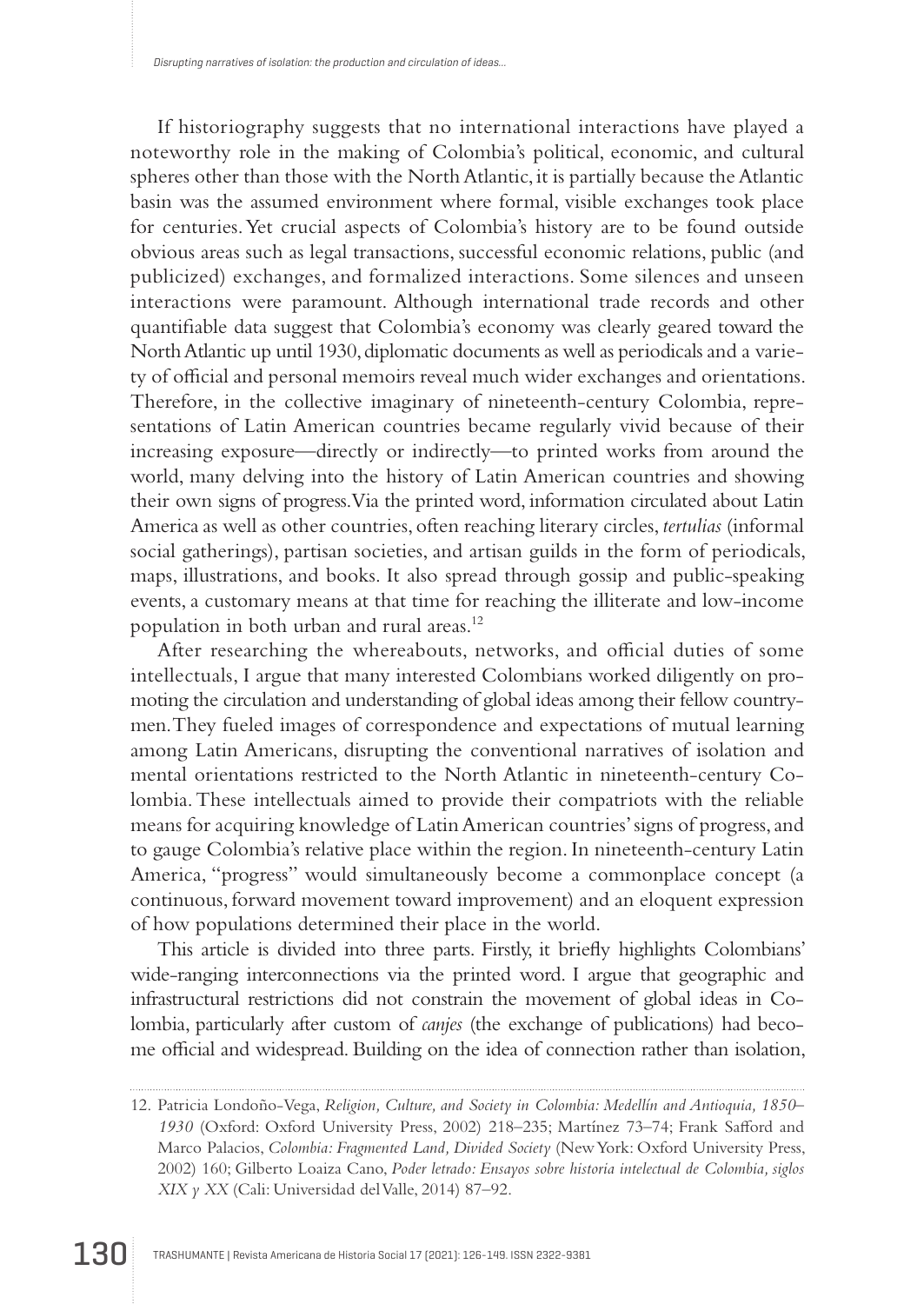If historiography suggests that no international interactions have played a noteworthy role in the making of Colombia's political, economic, and cultural spheres other than those with the North Atlantic, it is partially because the Atlantic basin was the assumed environment where formal, visible exchanges took place for centuries. Yet crucial aspects of Colombia's history are to be found outside obvious areas such as legal transactions, successful economic relations, public (and publicized) exchanges, and formalized interactions. Some silences and unseen interactions were paramount. Although international trade records and other quantifiable data suggest that Colombia's economy was clearly geared toward the North Atlantic up until 1930, diplomatic documents as well as periodicals and a variety of official and personal memoirs reveal much wider exchanges and orientations. Therefore, in the collective imaginary of nineteenth-century Colombia, representations of Latin American countries became regularly vivid because of their increasing exposure—directly or indirectly—to printed works from around the world, many delving into the history of Latin American countries and showing their own signs of progress. Via the printed word, information circulated about Latin America as well as other countries, often reaching literary circles, *tertulias* (informal social gatherings), partisan societies, and artisan guilds in the form of periodicals, maps, illustrations, and books. It also spread through gossip and public-speaking events, a customary means at that time for reaching the illiterate and low-income population in both urban and rural areas.[12]

After researching the whereabouts, networks, and official duties of some intellectuals, I argue that many interested Colombians worked diligently on promoting the circulation and understanding of global ideas among their fellow countrymen. They fueled images of correspondence and expectations of mutual learning among Latin Americans, disrupting the conventional narratives of isolation and mental orientations restricted to the North Atlantic in nineteenth-century Colombia. These intellectuals aimed to provide their compatriots with the reliable means for acquiring knowledge of Latin American countries' signs of progress, and to gauge Colombia's relative place within the region. In nineteenth-century Latin America, "progress" would simultaneously become a commonplace concept (a continuous, forward movement toward improvement) and an eloquent expression of how populations determined their place in the world.

This article is divided into three parts. Firstly, it briefly highlights Colombians' wide-ranging interconnections via the printed word. I argue that geographic and infrastructural restrictions did not constrain the movement of global ideas in Colombia, particularly after custom of *canjes* (the exchange of publications) had become official and widespread. Building on the idea of connection rather than isolation,

12. Patricia Londoño-Vega, *Religion, Culture, and Society in Colombia: Medellín and Antioquia, 1850–1930* (Oxford: Oxford University Press, 2002) 218–235; Martínez 73–74; Frank Safford and Marco Palacios, *Colombia: Fragmented Land, Divided Society* (New York: Oxford University Press, 2002) 160; Gilberto Loaiza Cano, *Poder letrado: Ensayos sobre historia intelectual de Colombia, siglos XIX y XX* (Cali: Universidad del Valle, 2014) 87–92.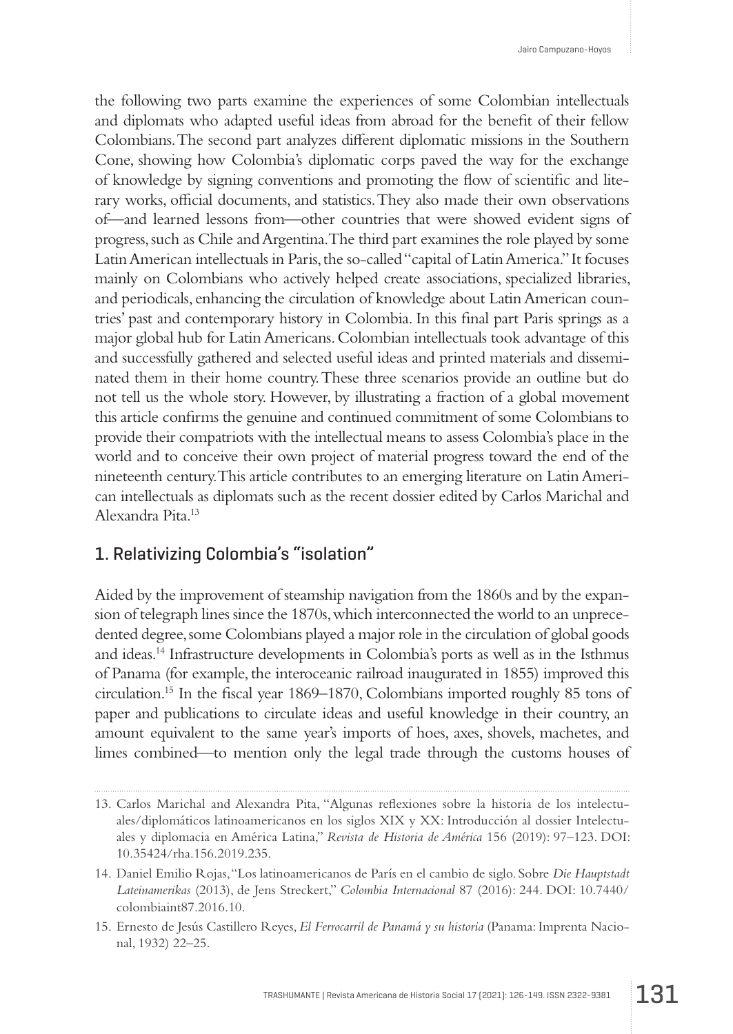the following two parts examine the experiences of some Colombian intellectuals and diplomats who adapted useful ideas from abroad for the benefit of their fellow Colombians. The second part analyzes different diplomatic missions in the Southern Cone, showing how Colombia's diplomatic corps paved the way for the exchange of knowledge by signing conventions and promoting the flow of scientific and literary works, official documents, and statistics. They also made their own observations of—and learned lessons from—other countries that were showed evident signs of progress, such as Chile and Argentina. The third part examines the role played by some Latin American intellectuals in Paris, the so-called "capital of Latin America." It focuses mainly on Colombians who actively helped create associations, specialized libraries, and periodicals, enhancing the circulation of knowledge about Latin American countries' past and contemporary history in Colombia. In this final part Paris springs as a major global hub for Latin Americans. Colombian intellectuals took advantage of this and successfully gathered and selected useful ideas and printed materials and disseminated them in their home country. These three scenarios provide an outline but do not tell us the whole story. However, by illustrating a fraction of a global movement this article confirms the genuine and continued commitment of some Colombians to provide their compatriots with the intellectual means to assess Colombia's place in the world and to conceive their own project of material progress toward the end of the nineteenth century. This article contributes to an emerging literature on Latin American intellectuals as diplomats such as the recent dossier edited by Carlos Marichal and Alexandra Pita.[13]

## 1. Relativizing Colombia's "isolation"

Aided by the improvement of steamship navigation from the 1860s and by the expansion of telegraph lines since the 1870s, which interconnected the world to an unprecedented degree, some Colombians played a major role in the circulation of global goods and ideas.[14] Infrastructure developments in Colombia's ports as well as in the Isthmus of Panama (for example, the interoceanic railroad inaugurated in 1855) improved this circulation.[15] In the fiscal year 1869–1870, Colombians imported roughly 85 tons of paper and publications to circulate ideas and useful knowledge in their country, an amount equivalent to the same year's imports of hoes, axes, shovels, machetes, and limes combined—to mention only the legal trade through the customs houses of

---

13. Carlos Marichal and Alexandra Pita, "Algunas reflexiones sobre la historia de los intelectuales/diplomáticos latinoamericanos en los siglos XIX y XX: Introducción al dossier Intelectuales y diplomacia en América Latina," *Revista de Historia de América* 156 (2019): 97–123. DOI: 10.35424/rha.156.2019.235.

14. Daniel Emilio Rojas, "Los latinoamericanos de París en el cambio de siglo. Sobre *Die Hauptstadt Lateinamerikas* (2013), de Jens Streckert," *Colombia Internacional* 87 (2016): 244. DOI: 10.7440/colombiaint87.2016.10.

15. Ernesto de Jesús Castillero Reyes, *El Ferrocarril de Panamá y su historia* (Panama: Imprenta Nacional, 1932) 22–25.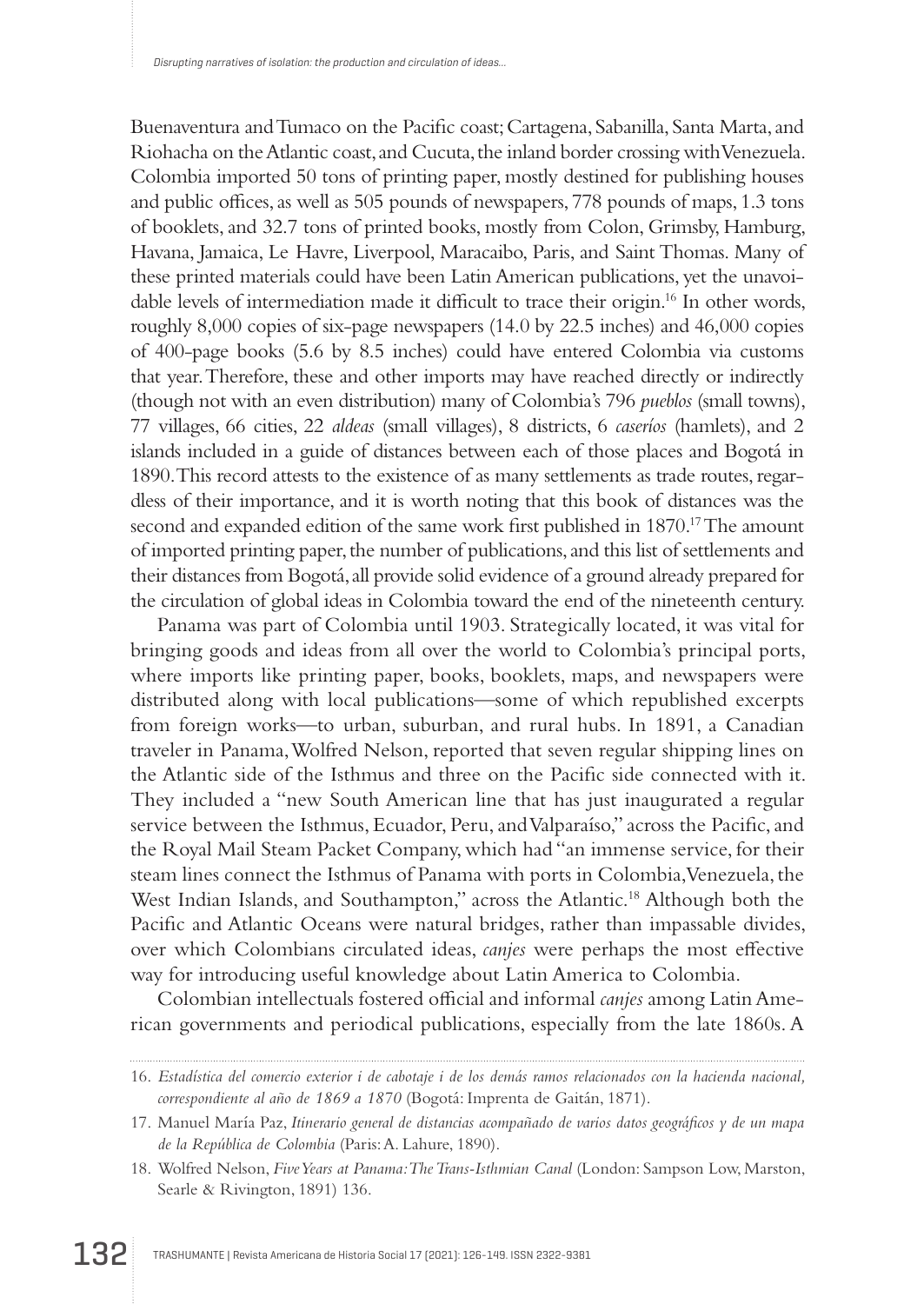Buenaventura and Tumaco on the Pacific coast; Cartagena, Sabanilla, Santa Marta, and Riohacha on the Atlantic coast, and Cucuta, the inland border crossing with Venezuela. Colombia imported 50 tons of printing paper, mostly destined for publishing houses and public offices, as well as 505 pounds of newspapers, 778 pounds of maps, 1.3 tons of booklets, and 32.7 tons of printed books, mostly from Colon, Grimsby, Hamburg, Havana, Jamaica, Le Havre, Liverpool, Maracaibo, Paris, and Saint Thomas. Many of these printed materials could have been Latin American publications, yet the unavoidable levels of intermediation made it difficult to trace their origin.[16] In other words, roughly 8,000 copies of six-page newspapers (14.0 by 22.5 inches) and 46,000 copies of 400-page books (5.6 by 8.5 inches) could have entered Colombia via customs that year. Therefore, these and other imports may have reached directly or indirectly (though not with an even distribution) many of Colombia's 796 *pueblos* (small towns), 77 villages, 66 cities, 22 *aldeas* (small villages), 8 districts, 6 *caseríos* (hamlets), and 2 islands included in a guide of distances between each of those places and Bogotá in 1890. This record attests to the existence of as many settlements as trade routes, regardless of their importance, and it is worth noting that this book of distances was the second and expanded edition of the same work first published in 1870.[17] The amount of imported printing paper, the number of publications, and this list of settlements and their distances from Bogotá, all provide solid evidence of a ground already prepared for the circulation of global ideas in Colombia toward the end of the nineteenth century.

Panama was part of Colombia until 1903. Strategically located, it was vital for bringing goods and ideas from all over the world to Colombia's principal ports, where imports like printing paper, books, booklets, maps, and newspapers were distributed along with local publications—some of which republished excerpts from foreign works—to urban, suburban, and rural hubs. In 1891, a Canadian traveler in Panama, Wolfred Nelson, reported that seven regular shipping lines on the Atlantic side of the Isthmus and three on the Pacific side connected with it. They included a "new South American line that has just inaugurated a regular service between the Isthmus, Ecuador, Peru, and Valparaíso," across the Pacific, and the Royal Mail Steam Packet Company, which had "an immense service, for their steam lines connect the Isthmus of Panama with ports in Colombia, Venezuela, the West Indian Islands, and Southampton," across the Atlantic.[18] Although both the Pacific and Atlantic Oceans were natural bridges, rather than impassable divides, over which Colombians circulated ideas, *canjes* were perhaps the most effective way for introducing useful knowledge about Latin America to Colombia.

Colombian intellectuals fostered official and informal *canjes* among Latin American governments and periodical publications, especially from the late 1860s. A

---

16. *Estadística del comercio exterior i de cabotaje i de los demás ramos relacionados con la hacienda nacional, correspondiente al año de 1869 a 1870* (Bogotá: Imprenta de Gaitán, 1871).

17. Manuel María Paz, *Itinerario general de distancias acompañado de varios datos geográficos y de un mapa de la República de Colombia* (Paris: A. Lahure, 1890).

18. Wolfred Nelson, *Five Years at Panama: The Trans-Isthmian Canal* (London: Sampson Low, Marston, Searle & Rivington, 1891) 136.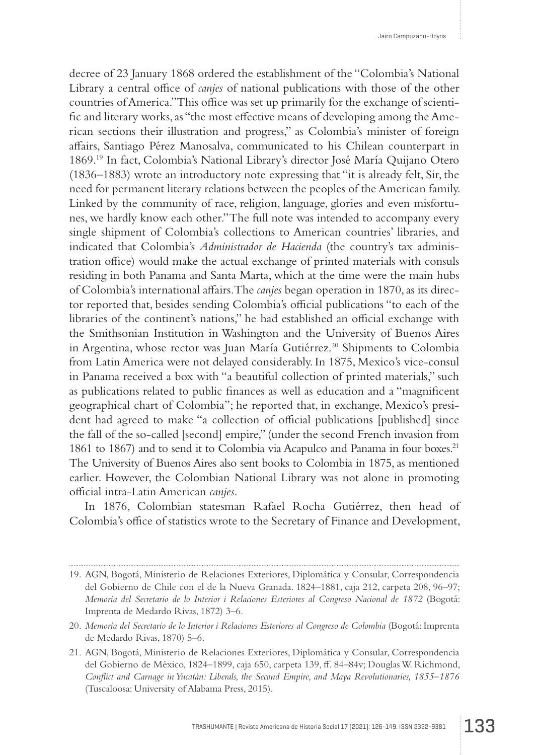decree of 23 January 1868 ordered the establishment of the "Colombia's National Library a central office of *canjes* of national publications with those of the other countries of America." This office was set up primarily for the exchange of scientific and literary works, as "the most effective means of developing among the American sections their illustration and progress," as Colombia's minister of foreign affairs, Santiago Pérez Manosalva, communicated to his Chilean counterpart in 1869.[19] In fact, Colombia's National Library's director José María Quijano Otero (1836–1883) wrote an introductory note expressing that "it is already felt, Sir, the need for permanent literary relations between the peoples of the American family. Linked by the community of race, religion, language, glories and even misfortunes, we hardly know each other." The full note was intended to accompany every single shipment of Colombia's collections to American countries' libraries, and indicated that Colombia's *Administrador de Hacienda* (the country's tax administration office) would make the actual exchange of printed materials with consuls residing in both Panama and Santa Marta, which at the time were the main hubs of Colombia's international affairs. The *canjes* began operation in 1870, as its director reported that, besides sending Colombia's official publications "to each of the libraries of the continent's nations," he had established an official exchange with the Smithsonian Institution in Washington and the University of Buenos Aires in Argentina, whose rector was Juan María Gutiérrez.[20] Shipments to Colombia from Latin America were not delayed considerably. In 1875, Mexico's vice-consul in Panama received a box with "a beautiful collection of printed materials," such as publications related to public finances as well as education and a "magnificent geographical chart of Colombia"; he reported that, in exchange, Mexico's president had agreed to make "a collection of official publications [published] since the fall of the so-called [second] empire," (under the second French invasion from 1861 to 1867) and to send it to Colombia via Acapulco and Panama in four boxes.[21] The University of Buenos Aires also sent books to Colombia in 1875, as mentioned earlier. However, the Colombian National Library was not alone in promoting official intra-Latin American *canjes*.

In 1876, Colombian statesman Rafael Rocha Gutiérrez, then head of Colombia's office of statistics wrote to the Secretary of Finance and Development,

---

19. AGN, Bogotá, Ministerio de Relaciones Exteriores, Diplomática y Consular, Correspondencia del Gobierno de Chile con el de la Nueva Granada. 1824–1881, caja 212, carpeta 208, 96–97; *Memoria del Secretario de lo Interior i Relaciones Esteriores al Congreso Nacional de 1872* (Bogotá: Imprenta de Medardo Rivas, 1872) 3–6.

20. *Memoria del Secretario de lo Interior i Relaciones Esteriores al Congreso de Colombia* (Bogotá: Imprenta de Medardo Rivas, 1870) 5–6.

21. AGN, Bogotá, Ministerio de Relaciones Exteriores, Diplomática y Consular, Correspondencia del Gobierno de México, 1824–1899, caja 650, carpeta 139, ff. 84–84v; Douglas W. Richmond, *Conflict and Carnage in Yucatán: Liberals, the Second Empire, and Maya Revolutionaries, 1855–1876* (Tuscaloosa: University of Alabama Press, 2015).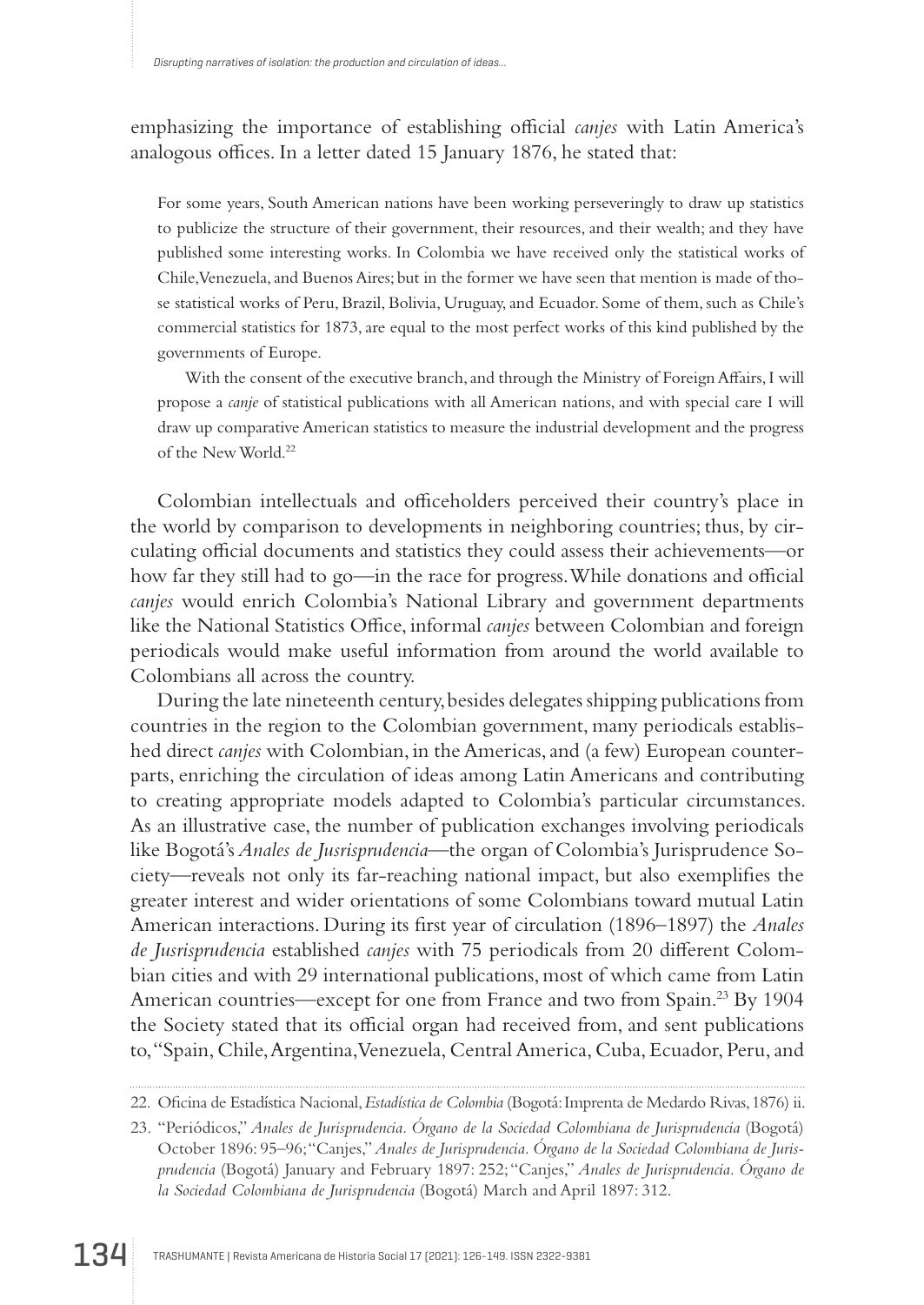emphasizing the importance of establishing official *canjes* with Latin America's analogous offices. In a letter dated 15 January 1876, he stated that:

> For some years, South American nations have been working perseveringly to draw up statistics to publicize the structure of their government, their resources, and their wealth; and they have published some interesting works. In Colombia we have received only the statistical works of Chile, Venezuela, and Buenos Aires; but in the former we have seen that mention is made of those statistical works of Peru, Brazil, Bolivia, Uruguay, and Ecuador. Some of them, such as Chile's commercial statistics for 1873, are equal to the most perfect works of this kind published by the governments of Europe.
>
> With the consent of the executive branch, and through the Ministry of Foreign Affairs, I will propose a *canje* of statistical publications with all American nations, and with special care I will draw up comparative American statistics to measure the industrial development and the progress of the New World.[22]

Colombian intellectuals and officeholders perceived their country's place in the world by comparison to developments in neighboring countries; thus, by circulating official documents and statistics they could assess their achievements—or how far they still had to go—in the race for progress. While donations and official *canjes* would enrich Colombia's National Library and government departments like the National Statistics Office, informal *canjes* between Colombian and foreign periodicals would make useful information from around the world available to Colombians all across the country.

During the late nineteenth century, besides delegates shipping publications from countries in the region to the Colombian government, many periodicals established direct *canjes* with Colombian, in the Americas, and (a few) European counterparts, enriching the circulation of ideas among Latin Americans and contributing to creating appropriate models adapted to Colombia's particular circumstances. As an illustrative case, the number of publication exchanges involving periodicals like Bogotá's *Anales de Jusrisprudencia*—the organ of Colombia's Jurisprudence Society—reveals not only its far-reaching national impact, but also exemplifies the greater interest and wider orientations of some Colombians toward mutual Latin American interactions. During its first year of circulation (1896–1897) the *Anales de Jusrisprudencia* established *canjes* with 75 periodicals from 20 different Colombian cities and with 29 international publications, most of which came from Latin American countries—except for one from France and two from Spain.[23] By 1904 the Society stated that its official organ had received from, and sent publications to, "Spain, Chile, Argentina, Venezuela, Central America, Cuba, Ecuador, Peru, and

---

22. Oficina de Estadística Nacional, *Estadística de Colombia* (Bogotá: Imprenta de Medardo Rivas, 1876) ii.

23. "Periódicos," *Anales de Jurisprudencia. Órgano de la Sociedad Colombiana de Jurisprudencia* (Bogotá) October 1896: 95–96; "Canjes," *Anales de Jurisprudencia. Órgano de la Sociedad Colombiana de Jurisprudencia* (Bogotá) January and February 1897: 252; "Canjes," *Anales de Jurisprudencia. Órgano de la Sociedad Colombiana de Jurisprudencia* (Bogotá) March and April 1897: 312.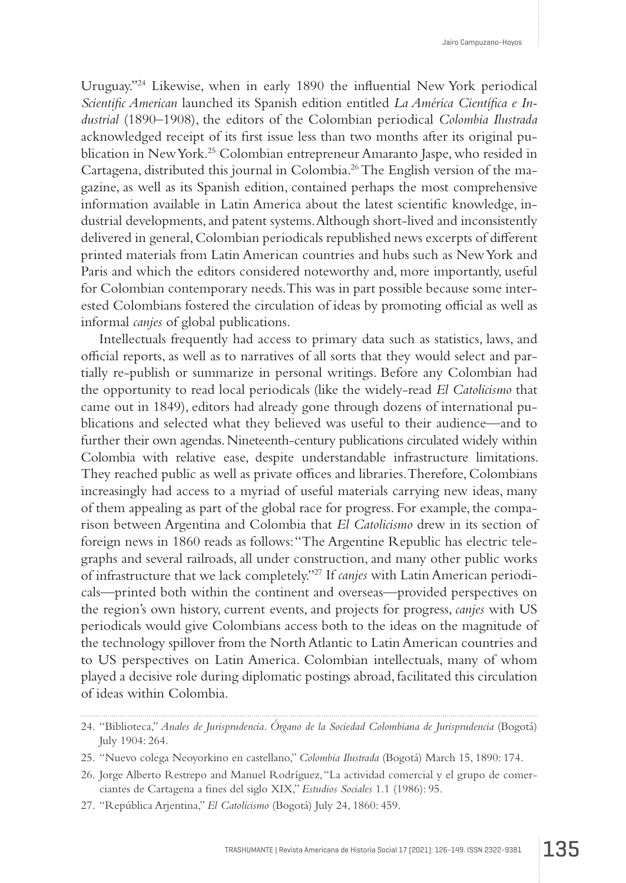Uruguay."[24] Likewise, when in early 1890 the influential New York periodical *Scientific American* launched its Spanish edition entitled *La América Científica e Industrial* (1890–1908), the editors of the Colombian periodical *Colombia Ilustrada* acknowledged receipt of its first issue less than two months after its original publication in New York.[25] Colombian entrepreneur Amaranto Jaspe, who resided in Cartagena, distributed this journal in Colombia.[26] The English version of the magazine, as well as its Spanish edition, contained perhaps the most comprehensive information available in Latin America about the latest scientific knowledge, industrial developments, and patent systems. Although short-lived and inconsistently delivered in general, Colombian periodicals republished news excerpts of different printed materials from Latin American countries and hubs such as New York and Paris and which the editors considered noteworthy and, more importantly, useful for Colombian contemporary needs. This was in part possible because some interested Colombians fostered the circulation of ideas by promoting official as well as informal *canjes* of global publications.

Intellectuals frequently had access to primary data such as statistics, laws, and official reports, as well as to narratives of all sorts that they would select and partially re-publish or summarize in personal writings. Before any Colombian had the opportunity to read local periodicals (like the widely-read *El Catolicismo* that came out in 1849), editors had already gone through dozens of international publications and selected what they believed was useful to their audience—and to further their own agendas. Nineteenth-century publications circulated widely within Colombia with relative ease, despite understandable infrastructure limitations. They reached public as well as private offices and libraries. Therefore, Colombians increasingly had access to a myriad of useful materials carrying new ideas, many of them appealing as part of the global race for progress. For example, the comparison between Argentina and Colombia that *El Catolicismo* drew in its section of foreign news in 1860 reads as follows: "The Argentine Republic has electric telegraphs and several railroads, all under construction, and many other public works of infrastructure that we lack completely."[27] If *canjes* with Latin American periodicals—printed both within the continent and overseas—provided perspectives on the region's own history, current events, and projects for progress, *canjes* with US periodicals would give Colombians access both to the ideas on the magnitude of the technology spillover from the North Atlantic to Latin American countries and to US perspectives on Latin America. Colombian intellectuals, many of whom played a decisive role during diplomatic postings abroad, facilitated this circulation of ideas within Colombia.

24. "Biblioteca," *Anales de Jurisprudencia. Órgano de la Sociedad Colombiana de Jurisprudencia* (Bogotá) July 1904: 264.

25. "Nuevo colega Neoyorkino en castellano," *Colombia Ilustrada* (Bogotá) March 15, 1890: 174.

26. Jorge Alberto Restrepo and Manuel Rodríguez, "La actividad comercial y el grupo de comerciantes de Cartagena a fines del siglo XIX," *Estudios Sociales* 1.1 (1986): 95.

27. "República Arjentina," *El Catolicismo* (Bogotá) July 24, 1860: 459.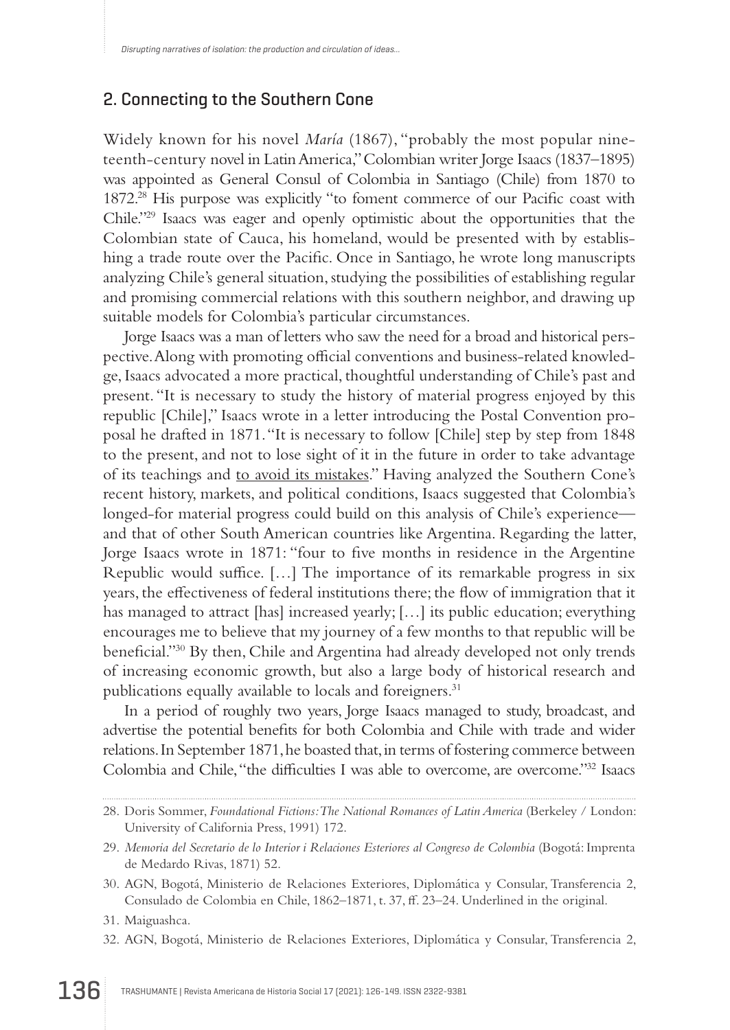## 2. Connecting to the Southern Cone

Widely known for his novel *María* (1867), "probably the most popular nineteenth-century novel in Latin America," Colombian writer Jorge Isaacs (1837–1895) was appointed as General Consul of Colombia in Santiago (Chile) from 1870 to 1872.[28] His purpose was explicitly "to foment commerce of our Pacific coast with Chile."[29] Isaacs was eager and openly optimistic about the opportunities that the Colombian state of Cauca, his homeland, would be presented with by establishing a trade route over the Pacific. Once in Santiago, he wrote long manuscripts analyzing Chile's general situation, studying the possibilities of establishing regular and promising commercial relations with this southern neighbor, and drawing up suitable models for Colombia's particular circumstances.

Jorge Isaacs was a man of letters who saw the need for a broad and historical perspective. Along with promoting official conventions and business-related knowledge, Isaacs advocated a more practical, thoughtful understanding of Chile's past and present. "It is necessary to study the history of material progress enjoyed by this republic [Chile]," Isaacs wrote in a letter introducing the Postal Convention proposal he drafted in 1871. "It is necessary to follow [Chile] step by step from 1848 to the present, and not to lose sight of it in the future in order to take advantage of its teachings and <u>to avoid its mistakes</u>." Having analyzed the Southern Cone's recent history, markets, and political conditions, Isaacs suggested that Colombia's longed-for material progress could build on this analysis of Chile's experience—and that of other South American countries like Argentina. Regarding the latter, Jorge Isaacs wrote in 1871: "four to five months in residence in the Argentine Republic would suffice. […] The importance of its remarkable progress in six years, the effectiveness of federal institutions there; the flow of immigration that it has managed to attract [has] increased yearly; […] its public education; everything encourages me to believe that my journey of a few months to that republic will be beneficial."[30] By then, Chile and Argentina had already developed not only trends of increasing economic growth, but also a large body of historical research and publications equally available to locals and foreigners.[31]

In a period of roughly two years, Jorge Isaacs managed to study, broadcast, and advertise the potential benefits for both Colombia and Chile with trade and wider relations. In September 1871, he boasted that, in terms of fostering commerce between Colombia and Chile, "the difficulties I was able to overcome, are overcome."[32] Isaacs

---

28. Doris Sommer, *Foundational Fictions: The National Romances of Latin America* (Berkeley / London: University of California Press, 1991) 172.

29. *Memoria del Secretario de lo Interior i Relaciones Esteriores al Congreso de Colombia* (Bogotá: Imprenta de Medardo Rivas, 1871) 52.

30. AGN, Bogotá, Ministerio de Relaciones Exteriores, Diplomática y Consular, Transferencia 2, Consulado de Colombia en Chile, 1862–1871, t. 37, ff. 23–24. Underlined in the original.

31. Maiguashca.

32. AGN, Bogotá, Ministerio de Relaciones Exteriores, Diplomática y Consular, Transferencia 2,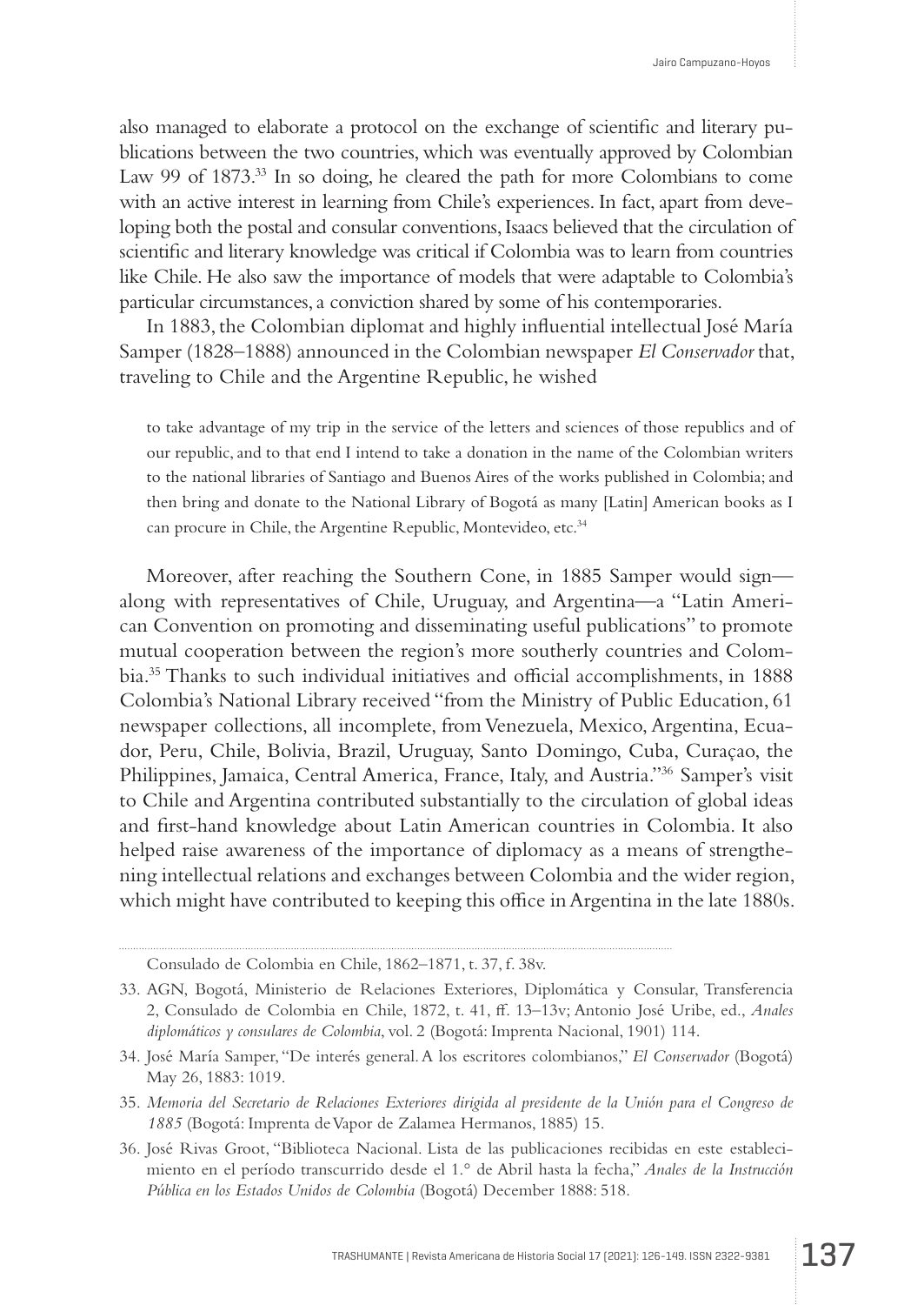also managed to elaborate a protocol on the exchange of scientific and literary publications between the two countries, which was eventually approved by Colombian Law 99 of 1873.[33] In so doing, he cleared the path for more Colombians to come with an active interest in learning from Chile's experiences. In fact, apart from developing both the postal and consular conventions, Isaacs believed that the circulation of scientific and literary knowledge was critical if Colombia was to learn from countries like Chile. He also saw the importance of models that were adaptable to Colombia's particular circumstances, a conviction shared by some of his contemporaries.

In 1883, the Colombian diplomat and highly influential intellectual José María Samper (1828–1888) announced in the Colombian newspaper *El Conservador* that, traveling to Chile and the Argentine Republic, he wished

> to take advantage of my trip in the service of the letters and sciences of those republics and of our republic, and to that end I intend to take a donation in the name of the Colombian writers to the national libraries of Santiago and Buenos Aires of the works published in Colombia; and then bring and donate to the National Library of Bogotá as many [Latin] American books as I can procure in Chile, the Argentine Republic, Montevideo, etc.[34]

Moreover, after reaching the Southern Cone, in 1885 Samper would sign—along with representatives of Chile, Uruguay, and Argentina—a "Latin American Convention on promoting and disseminating useful publications" to promote mutual cooperation between the region's more southerly countries and Colombia.[35] Thanks to such individual initiatives and official accomplishments, in 1888 Colombia's National Library received "from the Ministry of Public Education, 61 newspaper collections, all incomplete, from Venezuela, Mexico, Argentina, Ecuador, Peru, Chile, Bolivia, Brazil, Uruguay, Santo Domingo, Cuba, Curaçao, the Philippines, Jamaica, Central America, France, Italy, and Austria."[36] Samper's visit to Chile and Argentina contributed substantially to the circulation of global ideas and first-hand knowledge about Latin American countries in Colombia. It also helped raise awareness of the importance of diplomacy as a means of strengthening intellectual relations and exchanges between Colombia and the wider region, which might have contributed to keeping this office in Argentina in the late 1880s.

---

Consulado de Colombia en Chile, 1862–1871, t. 37, f. 38v.

33. AGN, Bogotá, Ministerio de Relaciones Exteriores, Diplomática y Consular, Transferencia 2, Consulado de Colombia en Chile, 1872, t. 41, ff. 13–13v; Antonio José Uribe, ed., *Anales diplomáticos y consulares de Colombia*, vol. 2 (Bogotá: Imprenta Nacional, 1901) 114.

34. José María Samper, "De interés general. A los escritores colombianos," *El Conservador* (Bogotá) May 26, 1883: 1019.

35. *Memoria del Secretario de Relaciones Exteriores dirigida al presidente de la Unión para el Congreso de 1885* (Bogotá: Imprenta de Vapor de Zalamea Hermanos, 1885) 15.

36. José Rivas Groot, "Biblioteca Nacional. Lista de las publicaciones recibidas en este establecimiento en el período transcurrido desde el 1.° de Abril hasta la fecha," *Anales de la Instrucción Pública en los Estados Unidos de Colombia* (Bogotá) December 1888: 518.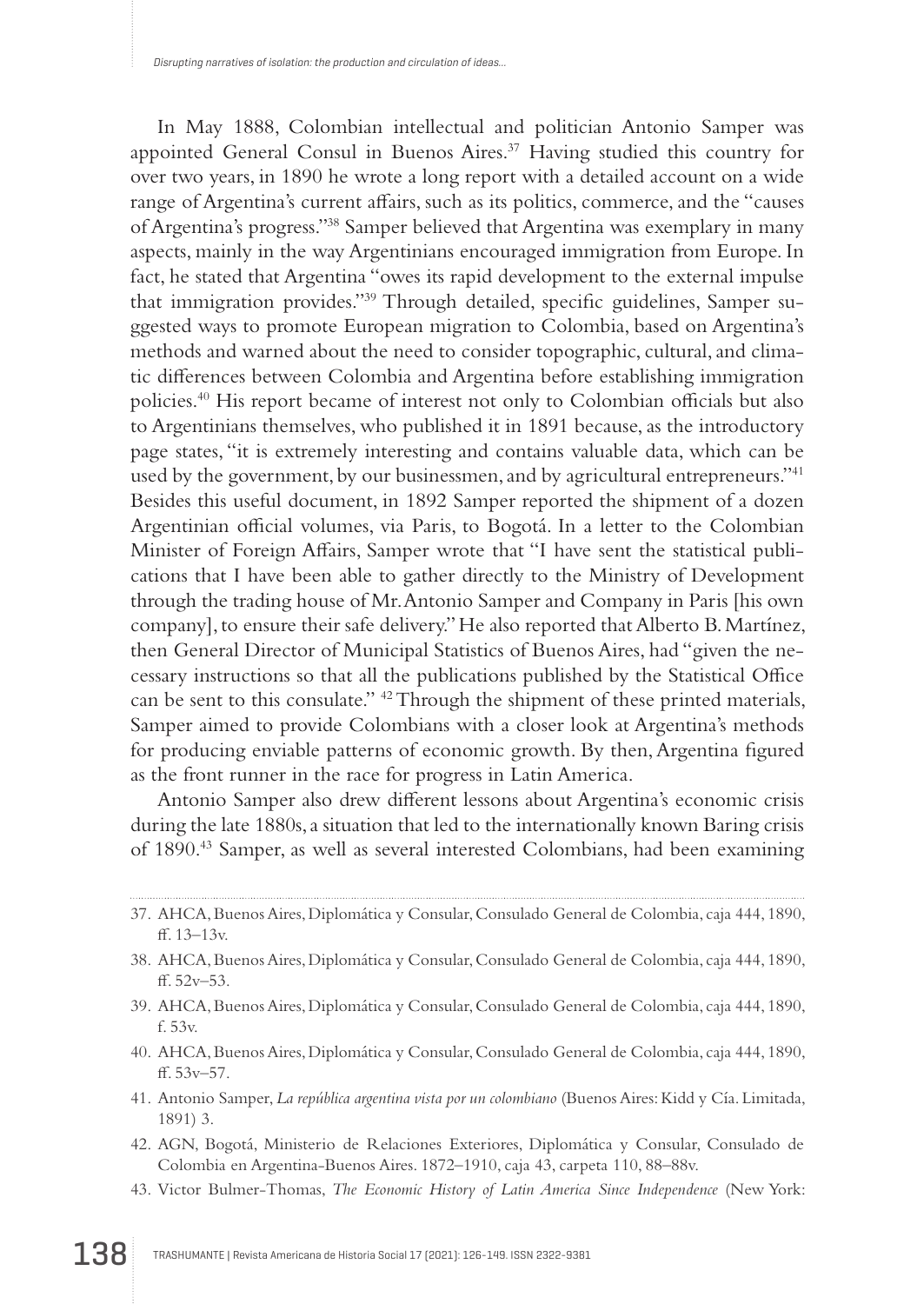In May 1888, Colombian intellectual and politician Antonio Samper was appointed General Consul in Buenos Aires.[37] Having studied this country for over two years, in 1890 he wrote a long report with a detailed account on a wide range of Argentina's current affairs, such as its politics, commerce, and the "causes of Argentina's progress."[38] Samper believed that Argentina was exemplary in many aspects, mainly in the way Argentinians encouraged immigration from Europe. In fact, he stated that Argentina "owes its rapid development to the external impulse that immigration provides."[39] Through detailed, specific guidelines, Samper suggested ways to promote European migration to Colombia, based on Argentina's methods and warned about the need to consider topographic, cultural, and climatic differences between Colombia and Argentina before establishing immigration policies.[40] His report became of interest not only to Colombian officials but also to Argentinians themselves, who published it in 1891 because, as the introductory page states, "it is extremely interesting and contains valuable data, which can be used by the government, by our businessmen, and by agricultural entrepreneurs."[41] Besides this useful document, in 1892 Samper reported the shipment of a dozen Argentinian official volumes, via Paris, to Bogotá. In a letter to the Colombian Minister of Foreign Affairs, Samper wrote that "I have sent the statistical publications that I have been able to gather directly to the Ministry of Development through the trading house of Mr. Antonio Samper and Company in Paris [his own company], to ensure their safe delivery." He also reported that Alberto B. Martínez, then General Director of Municipal Statistics of Buenos Aires, had "given the necessary instructions so that all the publications published by the Statistical Office can be sent to this consulate." [42] Through the shipment of these printed materials, Samper aimed to provide Colombians with a closer look at Argentina's methods for producing enviable patterns of economic growth. By then, Argentina figured as the front runner in the race for progress in Latin America.

Antonio Samper also drew different lessons about Argentina's economic crisis during the late 1880s, a situation that led to the internationally known Baring crisis of 1890.[43] Samper, as well as several interested Colombians, had been examining

37. AHCA, Buenos Aires, Diplomática y Consular, Consulado General de Colombia, caja 444, 1890, ff. 13–13v.
38. AHCA, Buenos Aires, Diplomática y Consular, Consulado General de Colombia, caja 444, 1890, ff. 52v–53.
39. AHCA, Buenos Aires, Diplomática y Consular, Consulado General de Colombia, caja 444, 1890, f. 53v.
40. AHCA, Buenos Aires, Diplomática y Consular, Consulado General de Colombia, caja 444, 1890, ff. 53v–57.
41. Antonio Samper, *La república argentina vista por un colombiano* (Buenos Aires: Kidd y Cía. Limitada, 1891) 3.
42. AGN, Bogotá, Ministerio de Relaciones Exteriores, Diplomática y Consular, Consulado de Colombia en Argentina-Buenos Aires. 1872–1910, caja 43, carpeta 110, 88–88v.
43. Victor Bulmer-Thomas, *The Economic History of Latin America Since Independence* (New York: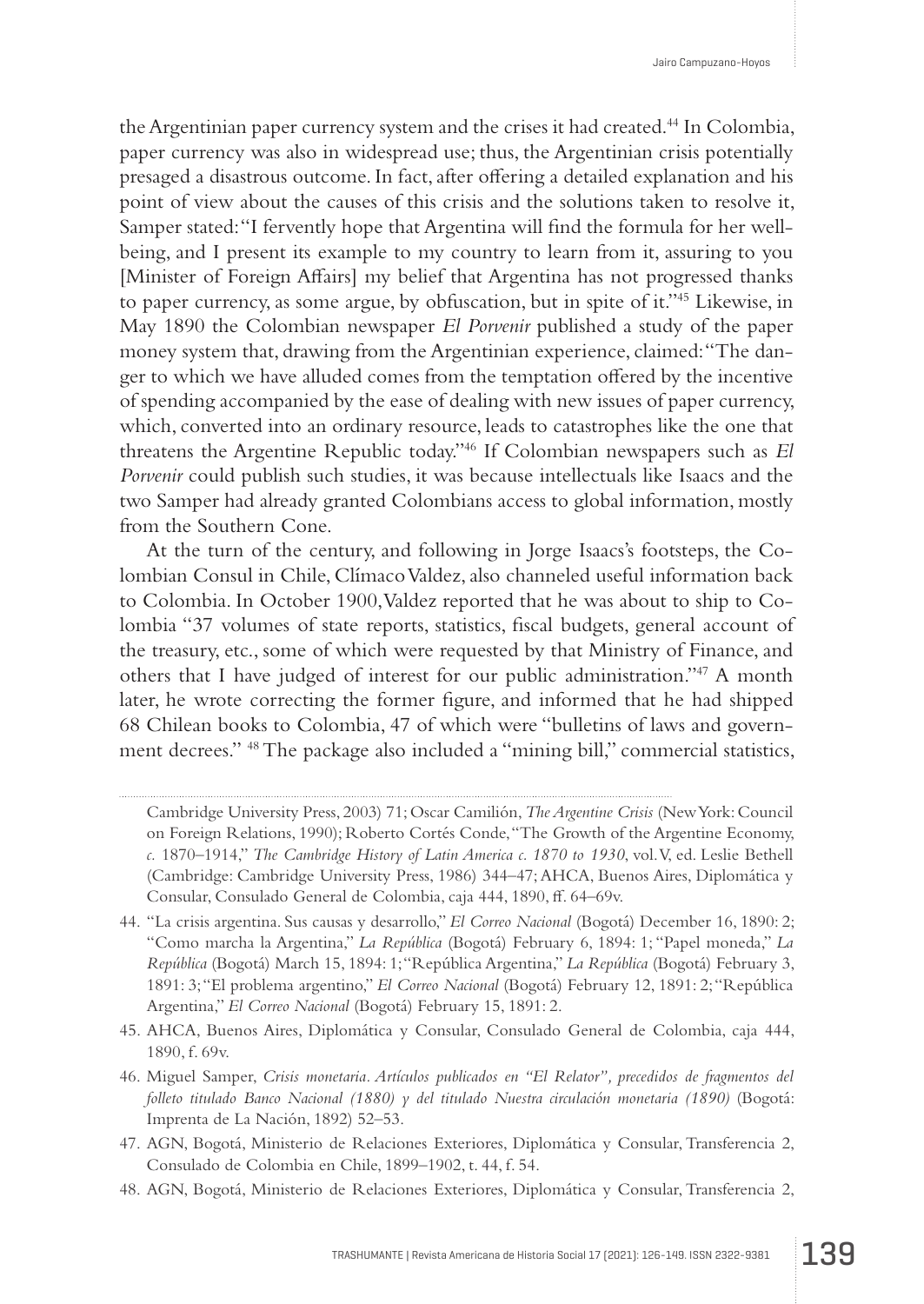the Argentinian paper currency system and the crises it had created.[44] In Colombia, paper currency was also in widespread use; thus, the Argentinian crisis potentially presaged a disastrous outcome. In fact, after offering a detailed explanation and his point of view about the causes of this crisis and the solutions taken to resolve it, Samper stated: "I fervently hope that Argentina will find the formula for her well-being, and I present its example to my country to learn from it, assuring to you [Minister of Foreign Affairs] my belief that Argentina has not progressed thanks to paper currency, as some argue, by obfuscation, but in spite of it."[45] Likewise, in May 1890 the Colombian newspaper *El Porvenir* published a study of the paper money system that, drawing from the Argentinian experience, claimed: "The danger to which we have alluded comes from the temptation offered by the incentive of spending accompanied by the ease of dealing with new issues of paper currency, which, converted into an ordinary resource, leads to catastrophes like the one that threatens the Argentine Republic today."[46] If Colombian newspapers such as *El Porvenir* could publish such studies, it was because intellectuals like Isaacs and the two Samper had already granted Colombians access to global information, mostly from the Southern Cone.

At the turn of the century, and following in Jorge Isaacs's footsteps, the Colombian Consul in Chile, Clímaco Valdez, also channeled useful information back to Colombia. In October 1900, Valdez reported that he was about to ship to Colombia "37 volumes of state reports, statistics, fiscal budgets, general account of the treasury, etc., some of which were requested by that Ministry of Finance, and others that I have judged of interest for our public administration."[47] A month later, he wrote correcting the former figure, and informed that he had shipped 68 Chilean books to Colombia, 47 of which were "bulletins of laws and government decrees." [48] The package also included a "mining bill," commercial statistics,

---

Cambridge University Press, 2003) 71; Oscar Camilión, *The Argentine Crisis* (New York: Council on Foreign Relations, 1990); Roberto Cortés Conde, "The Growth of the Argentine Economy, *c.* 1870–1914," *The Cambridge History of Latin America c. 1870 to 1930*, vol. V, ed. Leslie Bethell (Cambridge: Cambridge University Press, 1986) 344–47; AHCA, Buenos Aires, Diplomática y Consular, Consulado General de Colombia, caja 444, 1890, ff. 64–69v.

44. "La crisis argentina. Sus causas y desarrollo," *El Correo Nacional* (Bogotá) December 16, 1890: 2; "Como marcha la Argentina," *La República* (Bogotá) February 6, 1894: 1; "Papel moneda," *La República* (Bogotá) March 15, 1894: 1; "República Argentina," *La República* (Bogotá) February 3, 1891: 3; "El problema argentino," *El Correo Nacional* (Bogotá) February 12, 1891: 2; "República Argentina," *El Correo Nacional* (Bogotá) February 15, 1891: 2.

45. AHCA, Buenos Aires, Diplomática y Consular, Consulado General de Colombia, caja 444, 1890, f. 69v.

46. Miguel Samper, *Crisis monetaria. Artículos publicados en "El Relator", precedidos de fragmentos del folleto titulado Banco Nacional (1880) y del titulado Nuestra circulación monetaria (1890)* (Bogotá: Imprenta de La Nación, 1892) 52–53.

47. AGN, Bogotá, Ministerio de Relaciones Exteriores, Diplomática y Consular, Transferencia 2, Consulado de Colombia en Chile, 1899–1902, t. 44, f. 54.

48. AGN, Bogotá, Ministerio de Relaciones Exteriores, Diplomática y Consular, Transferencia 2,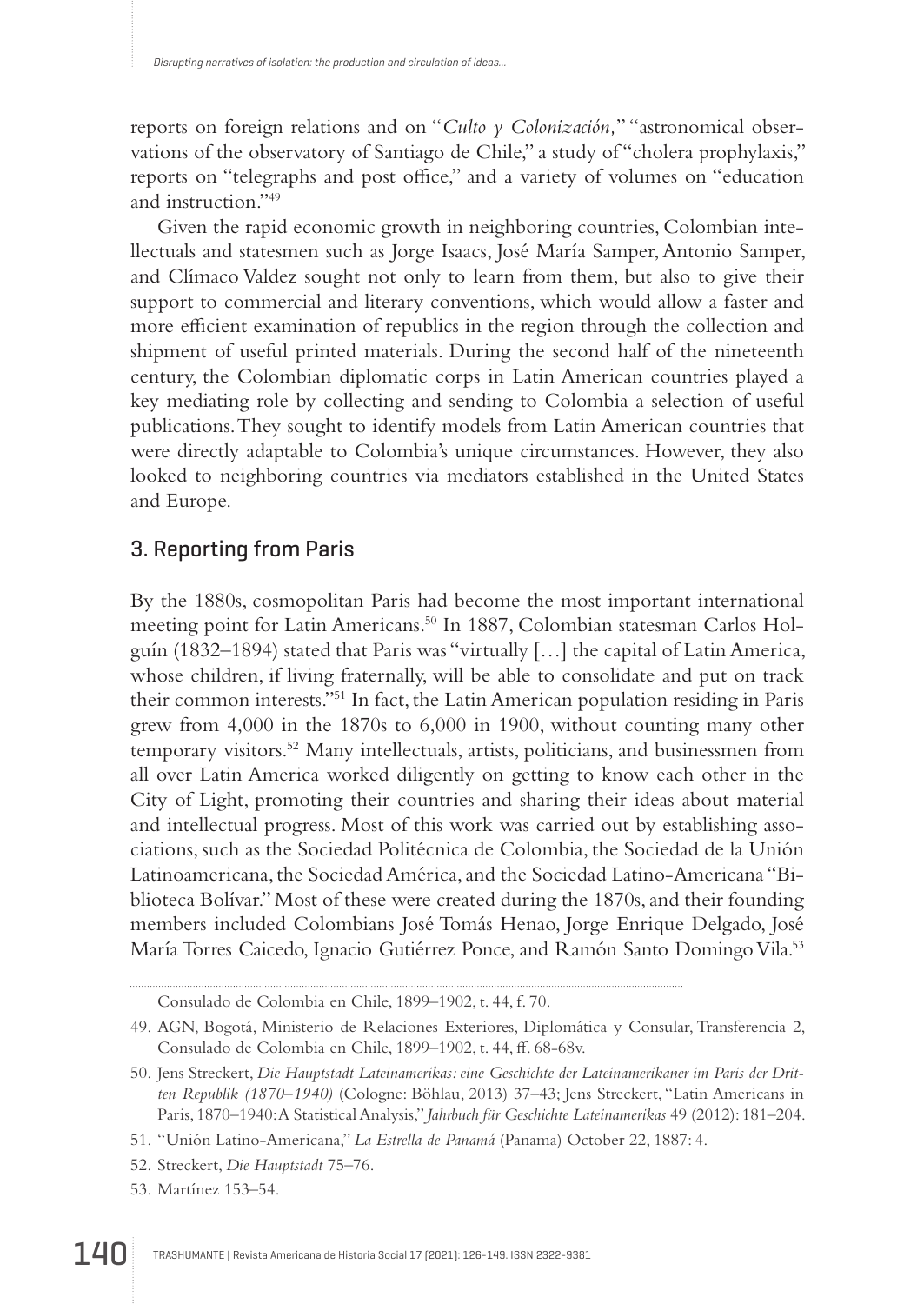reports on foreign relations and on "*Culto y Colonización,*" "astronomical observations of the observatory of Santiago de Chile," a study of "cholera prophylaxis," reports on "telegraphs and post office," and a variety of volumes on "education and instruction."[49]

Given the rapid economic growth in neighboring countries, Colombian intellectuals and statesmen such as Jorge Isaacs, José María Samper, Antonio Samper, and Clímaco Valdez sought not only to learn from them, but also to give their support to commercial and literary conventions, which would allow a faster and more efficient examination of republics in the region through the collection and shipment of useful printed materials. During the second half of the nineteenth century, the Colombian diplomatic corps in Latin American countries played a key mediating role by collecting and sending to Colombia a selection of useful publications. They sought to identify models from Latin American countries that were directly adaptable to Colombia's unique circumstances. However, they also looked to neighboring countries via mediators established in the United States and Europe.

## 3. Reporting from Paris

By the 1880s, cosmopolitan Paris had become the most important international meeting point for Latin Americans.[50] In 1887, Colombian statesman Carlos Holguín (1832–1894) stated that Paris was "virtually […] the capital of Latin America, whose children, if living fraternally, will be able to consolidate and put on track their common interests."[51] In fact, the Latin American population residing in Paris grew from 4,000 in the 1870s to 6,000 in 1900, without counting many other temporary visitors.[52] Many intellectuals, artists, politicians, and businessmen from all over Latin America worked diligently on getting to know each other in the City of Light, promoting their countries and sharing their ideas about material and intellectual progress. Most of this work was carried out by establishing associations, such as the Sociedad Politécnica de Colombia, the Sociedad de la Unión Latinoamericana, the Sociedad América, and the Sociedad Latino-Americana "Biblioteca Bolívar." Most of these were created during the 1870s, and their founding members included Colombians José Tomás Henao, Jorge Enrique Delgado, José María Torres Caicedo, Ignacio Gutiérrez Ponce, and Ramón Santo Domingo Vila.[53]

Consulado de Colombia en Chile, 1899–1902, t. 44, f. 70.

49. AGN, Bogotá, Ministerio de Relaciones Exteriores, Diplomática y Consular, Transferencia 2, Consulado de Colombia en Chile, 1899–1902, t. 44, ff. 68-68v.

50. Jens Streckert, *Die Hauptstadt Lateinamerikas: eine Geschichte der Lateinamerikaner im Paris der Dritten Republik (1870–1940)* (Cologne: Böhlau, 2013) 37–43; Jens Streckert, "Latin Americans in Paris, 1870–1940: A Statistical Analysis," *Jahrbuch für Geschichte Lateinamerikas* 49 (2012): 181–204.

51. "Unión Latino-Americana," *La Estrella de Panamá* (Panama) October 22, 1887: 4.

52. Streckert, *Die Hauptstadt* 75–76.

53. Martínez 153–54.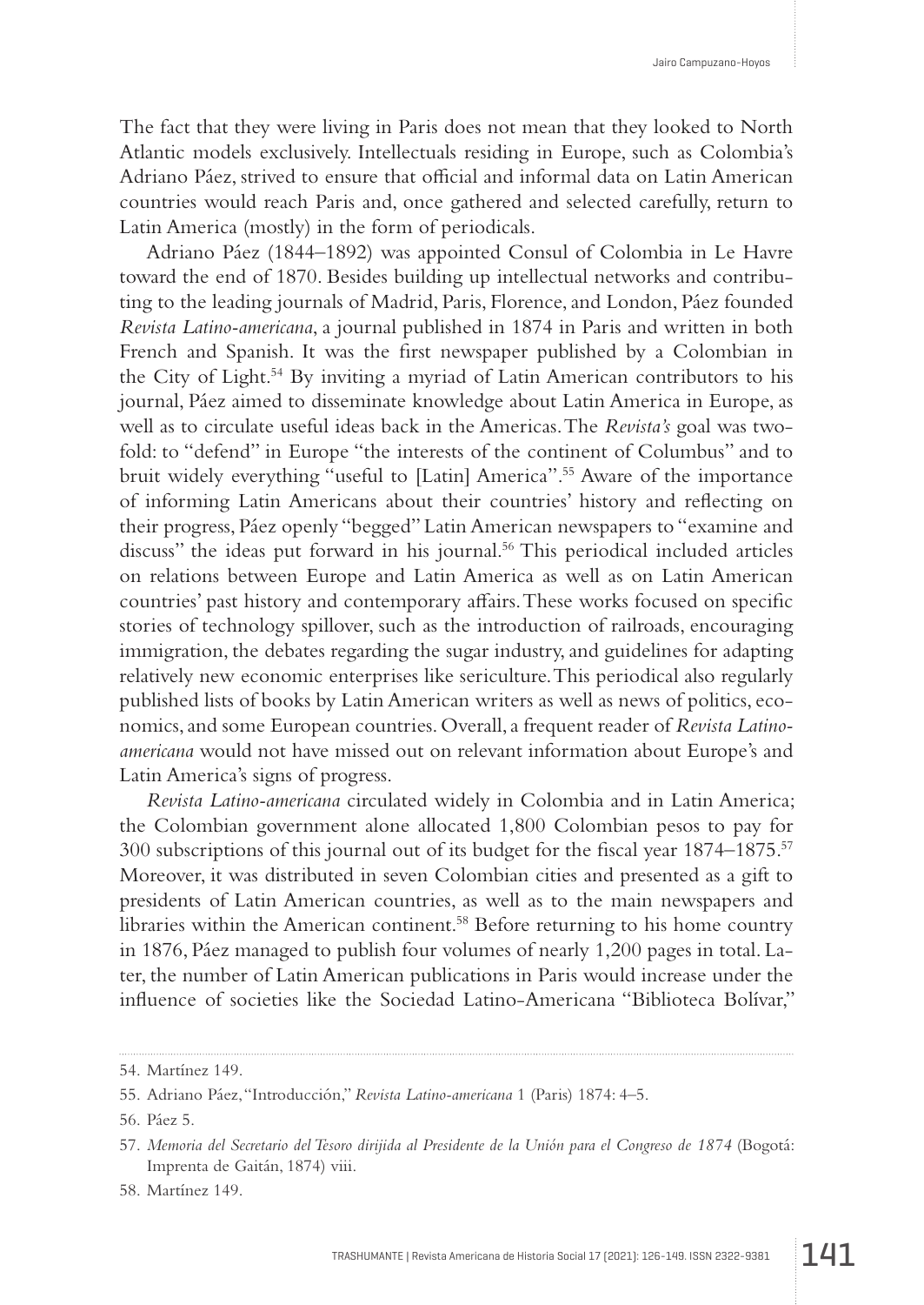The fact that they were living in Paris does not mean that they looked to North Atlantic models exclusively. Intellectuals residing in Europe, such as Colombia's Adriano Páez, strived to ensure that official and informal data on Latin American countries would reach Paris and, once gathered and selected carefully, return to Latin America (mostly) in the form of periodicals.

Adriano Páez (1844–1892) was appointed Consul of Colombia in Le Havre toward the end of 1870. Besides building up intellectual networks and contributing to the leading journals of Madrid, Paris, Florence, and London, Páez founded *Revista Latino-americana*, a journal published in 1874 in Paris and written in both French and Spanish. It was the first newspaper published by a Colombian in the City of Light.[54] By inviting a myriad of Latin American contributors to his journal, Páez aimed to disseminate knowledge about Latin America in Europe, as well as to circulate useful ideas back in the Americas. The *Revista's* goal was twofold: to "defend" in Europe "the interests of the continent of Columbus" and to bruit widely everything "useful to [Latin] America".[55] Aware of the importance of informing Latin Americans about their countries' history and reflecting on their progress, Páez openly "begged" Latin American newspapers to "examine and discuss" the ideas put forward in his journal.[56] This periodical included articles on relations between Europe and Latin America as well as on Latin American countries' past history and contemporary affairs. These works focused on specific stories of technology spillover, such as the introduction of railroads, encouraging immigration, the debates regarding the sugar industry, and guidelines for adapting relatively new economic enterprises like sericulture. This periodical also regularly published lists of books by Latin American writers as well as news of politics, economics, and some European countries. Overall, a frequent reader of *Revista Latino-americana* would not have missed out on relevant information about Europe's and Latin America's signs of progress.

*Revista Latino-americana* circulated widely in Colombia and in Latin America; the Colombian government alone allocated 1,800 Colombian pesos to pay for 300 subscriptions of this journal out of its budget for the fiscal year 1874–1875.[57] Moreover, it was distributed in seven Colombian cities and presented as a gift to presidents of Latin American countries, as well as to the main newspapers and libraries within the American continent.[58] Before returning to his home country in 1876, Páez managed to publish four volumes of nearly 1,200 pages in total. Later, the number of Latin American publications in Paris would increase under the influence of societies like the Sociedad Latino-Americana "Biblioteca Bolívar,"

54. Martínez 149.

55. Adriano Páez, "Introducción," *Revista Latino-americana* 1 (Paris) 1874: 4–5.

56. Páez 5.

57. *Memoria del Secretario del Tesoro dirijida al Presidente de la Unión para el Congreso de 1874* (Bogotá: Imprenta de Gaitán, 1874) viii.

58. Martínez 149.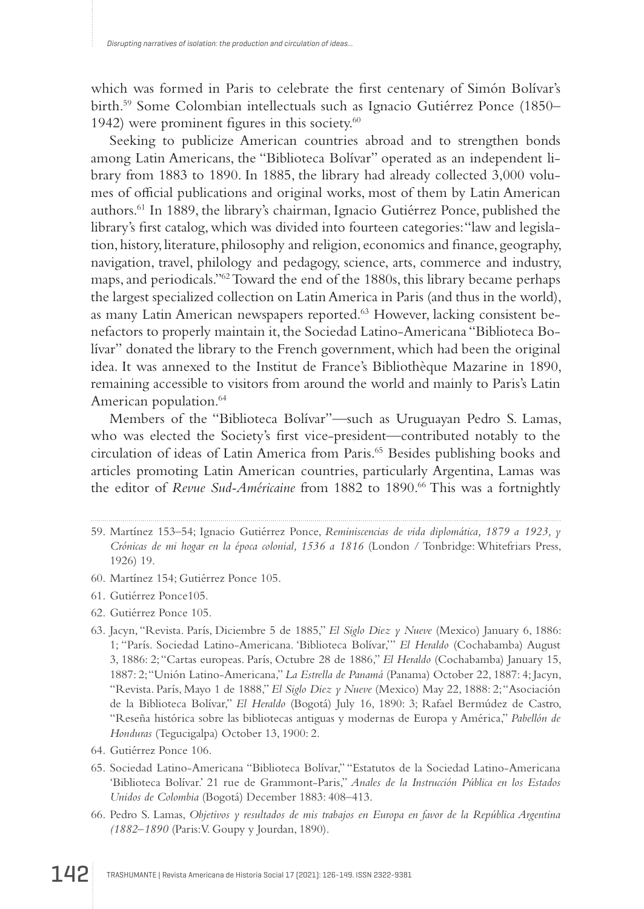which was formed in Paris to celebrate the first centenary of Simón Bolívar's birth.[59] Some Colombian intellectuals such as Ignacio Gutiérrez Ponce (1850–1942) were prominent figures in this society.[60]

Seeking to publicize American countries abroad and to strengthen bonds among Latin Americans, the "Biblioteca Bolívar" operated as an independent library from 1883 to 1890. In 1885, the library had already collected 3,000 volumes of official publications and original works, most of them by Latin American authors.[61] In 1889, the library's chairman, Ignacio Gutiérrez Ponce, published the library's first catalog, which was divided into fourteen categories: "law and legislation, history, literature, philosophy and religion, economics and finance, geography, navigation, travel, philology and pedagogy, science, arts, commerce and industry, maps, and periodicals."[62] Toward the end of the 1880s, this library became perhaps the largest specialized collection on Latin America in Paris (and thus in the world), as many Latin American newspapers reported.[63] However, lacking consistent benefactors to properly maintain it, the Sociedad Latino-Americana "Biblioteca Bolívar" donated the library to the French government, which had been the original idea. It was annexed to the Institut de France's Bibliothèque Mazarine in 1890, remaining accessible to visitors from around the world and mainly to Paris's Latin American population.[64]

Members of the "Biblioteca Bolívar"—such as Uruguayan Pedro S. Lamas, who was elected the Society's first vice-president—contributed notably to the circulation of ideas of Latin America from Paris.[65] Besides publishing books and articles promoting Latin American countries, particularly Argentina, Lamas was the editor of *Revue Sud-Américaine* from 1882 to 1890.[66] This was a fortnightly

59. Martínez 153–54; Ignacio Gutiérrez Ponce, *Reminiscencias de vida diplomática, 1879 a 1923, y Crónicas de mi hogar en la época colonial, 1536 a 1816* (London / Tonbridge: Whitefriars Press, 1926) 19.

60. Martínez 154; Gutiérrez Ponce 105.

61. Gutiérrez Ponce105.

62. Gutiérrez Ponce 105.

63. Jacyn, "Revista. París, Diciembre 5 de 1885," *El Siglo Diez y Nueve* (Mexico) January 6, 1886: 1; "París. Sociedad Latino-Americana. 'Biblioteca Bolívar,'" *El Heraldo* (Cochabamba) August 3, 1886: 2; "Cartas europeas. París, Octubre 28 de 1886," *El Heraldo* (Cochabamba) January 15, 1887: 2; "Unión Latino-Americana," *La Estrella de Panamá* (Panama) October 22, 1887: 4; Jacyn, "Revista. París, Mayo 1 de 1888," *El Siglo Diez y Nueve* (Mexico) May 22, 1888: 2; "Asociación de la Biblioteca Bolívar," *El Heraldo* (Bogotá) July 16, 1890: 3; Rafael Bermúdez de Castro, "Reseña histórica sobre las bibliotecas antiguas y modernas de Europa y América," *Pabellón de Honduras* (Tegucigalpa) October 13, 1900: 2.

64. Gutiérrez Ponce 106.

65. Sociedad Latino-Americana "Biblioteca Bolívar," "Estatutos de la Sociedad Latino-Americana 'Biblioteca Bolívar.' 21 rue de Grammont-Paris," *Anales de la Instrucción Pública en los Estados Unidos de Colombia* (Bogotá) December 1883: 408–413.

66. Pedro S. Lamas, *Objetivos y resultados de mis trabajos en Europa en favor de la República Argentina (1882–1890* (Paris: V. Goupy y Jourdan, 1890).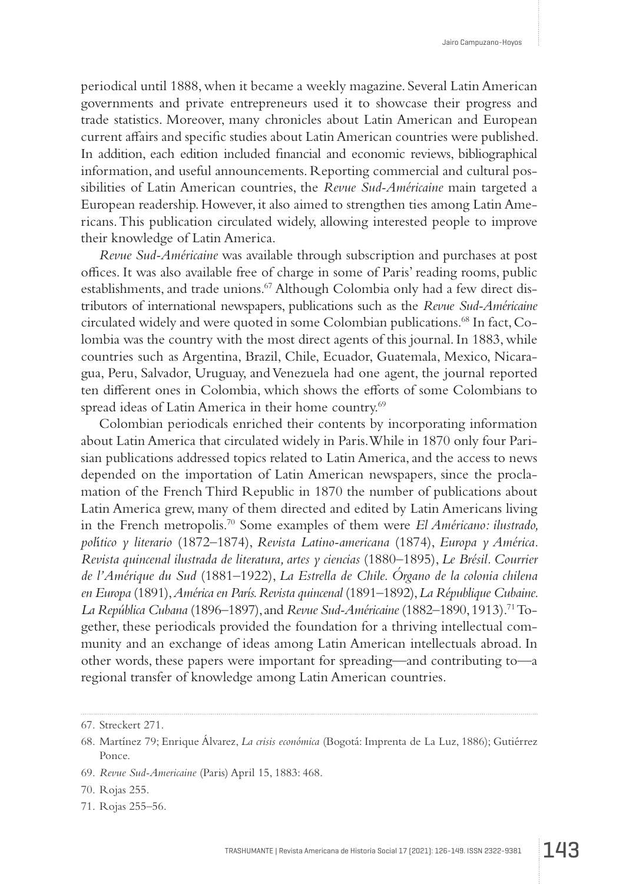periodical until 1888, when it became a weekly magazine. Several Latin American governments and private entrepreneurs used it to showcase their progress and trade statistics. Moreover, many chronicles about Latin American and European current affairs and specific studies about Latin American countries were published. In addition, each edition included financial and economic reviews, bibliographical information, and useful announcements. Reporting commercial and cultural possibilities of Latin American countries, the *Revue Sud-Américaine* main targeted a European readership. However, it also aimed to strengthen ties among Latin Americans. This publication circulated widely, allowing interested people to improve their knowledge of Latin America.

*Revue Sud-Américaine* was available through subscription and purchases at post offices. It was also available free of charge in some of Paris' reading rooms, public establishments, and trade unions.[67] Although Colombia only had a few direct distributors of international newspapers, publications such as the *Revue Sud-Américaine* circulated widely and were quoted in some Colombian publications.[68] In fact, Colombia was the country with the most direct agents of this journal. In 1883, while countries such as Argentina, Brazil, Chile, Ecuador, Guatemala, Mexico, Nicaragua, Peru, Salvador, Uruguay, and Venezuela had one agent, the journal reported ten different ones in Colombia, which shows the efforts of some Colombians to spread ideas of Latin America in their home country.[69]

Colombian periodicals enriched their contents by incorporating information about Latin America that circulated widely in Paris. While in 1870 only four Parisian publications addressed topics related to Latin America, and the access to news depended on the importation of Latin American newspapers, since the proclamation of the French Third Republic in 1870 the number of publications about Latin America grew, many of them directed and edited by Latin Americans living in the French metropolis.[70] Some examples of them were *El Américano: ilustrado, político y literario* (1872–1874), *Revista Latino-americana* (1874), *Europa y América. Revista quincenal ilustrada de literatura, artes y ciencias* (1880–1895), *Le Brésil. Courrier de l'Amérique du Sud* (1881–1922), *La Estrella de Chile. Órgano de la colonia chilena en Europa* (1891), *América en París. Revista quincenal* (1891–1892), *La République Cubaine. La República Cubana* (1896–1897), and *Revue Sud-Américaine* (1882–1890, 1913).[71] Together, these periodicals provided the foundation for a thriving intellectual community and an exchange of ideas among Latin American intellectuals abroad. In other words, these papers were important for spreading—and contributing to—a regional transfer of knowledge among Latin American countries.

---

67. Streckert 271.

68. Martínez 79; Enrique Álvarez, *La crisis económica* (Bogotá: Imprenta de La Luz, 1886); Gutiérrez Ponce.

69. *Revue Sud-Americaine* (Paris) April 15, 1883: 468.

70. Rojas 255.

71. Rojas 255–56.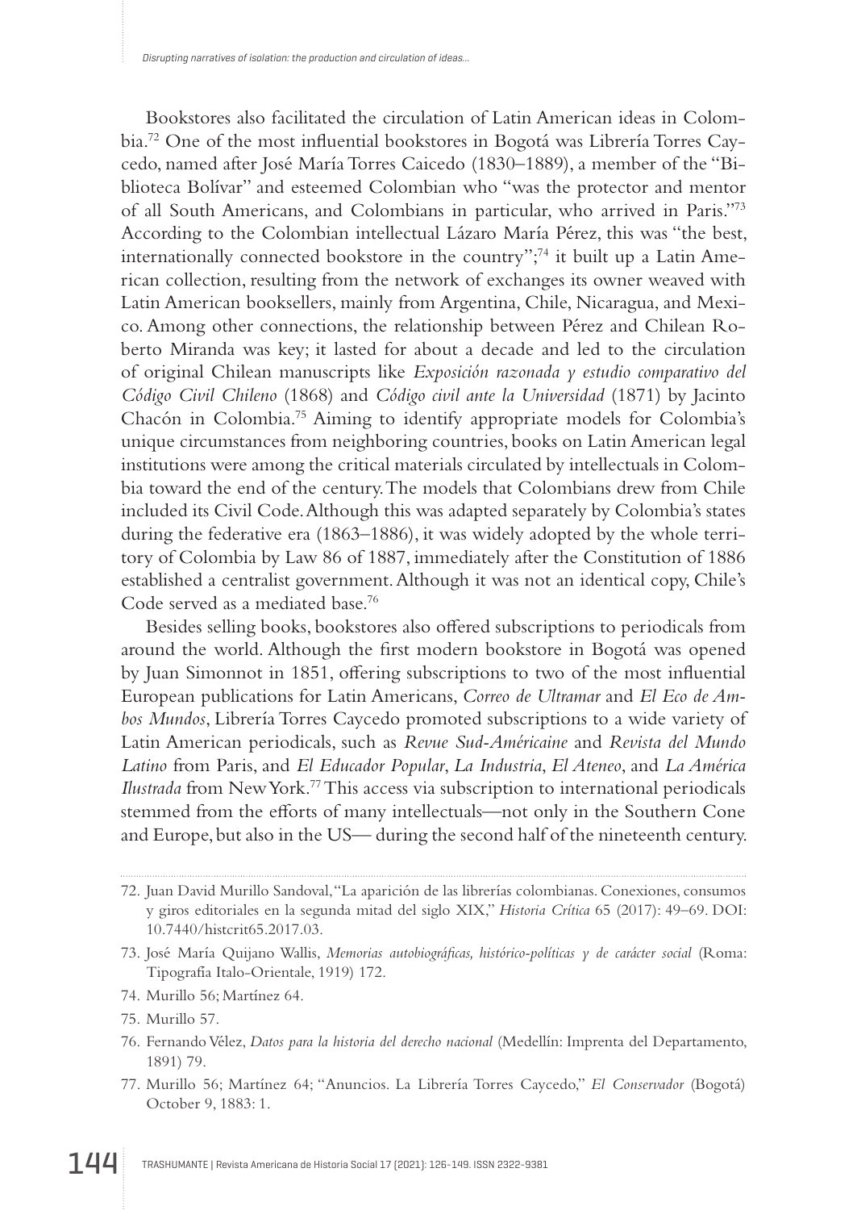Bookstores also facilitated the circulation of Latin American ideas in Colombia.[72] One of the most influential bookstores in Bogotá was Librería Torres Caycedo, named after José María Torres Caicedo (1830–1889), a member of the "Biblioteca Bolívar" and esteemed Colombian who "was the protector and mentor of all South Americans, and Colombians in particular, who arrived in Paris."[73] According to the Colombian intellectual Lázaro María Pérez, this was "the best, internationally connected bookstore in the country";[74] it built up a Latin American collection, resulting from the network of exchanges its owner weaved with Latin American booksellers, mainly from Argentina, Chile, Nicaragua, and Mexico. Among other connections, the relationship between Pérez and Chilean Roberto Miranda was key; it lasted for about a decade and led to the circulation of original Chilean manuscripts like *Exposición razonada y estudio comparativo del Código Civil Chileno* (1868) and *Código civil ante la Universidad* (1871) by Jacinto Chacón in Colombia.[75] Aiming to identify appropriate models for Colombia's unique circumstances from neighboring countries, books on Latin American legal institutions were among the critical materials circulated by intellectuals in Colombia toward the end of the century. The models that Colombians drew from Chile included its Civil Code. Although this was adapted separately by Colombia's states during the federative era (1863–1886), it was widely adopted by the whole territory of Colombia by Law 86 of 1887, immediately after the Constitution of 1886 established a centralist government. Although it was not an identical copy, Chile's Code served as a mediated base.[76]

Besides selling books, bookstores also offered subscriptions to periodicals from around the world. Although the first modern bookstore in Bogotá was opened by Juan Simonnot in 1851, offering subscriptions to two of the most influential European publications for Latin Americans, *Correo de Ultramar* and *El Eco de Ambos Mundos*, Librería Torres Caycedo promoted subscriptions to a wide variety of Latin American periodicals, such as *Revue Sud-Américaine* and *Revista del Mundo Latino* from Paris, and *El Educador Popular*, *La Industria*, *El Ateneo*, and *La América Ilustrada* from New York.[77] This access via subscription to international periodicals stemmed from the efforts of many intellectuals—not only in the Southern Cone and Europe, but also in the US— during the second half of the nineteenth century.

72. Juan David Murillo Sandoval, "La aparición de las librerías colombianas. Conexiones, consumos y giros editoriales en la segunda mitad del siglo XIX," *Historia Crítica* 65 (2017): 49–69. DOI: 10.7440/histcrit65.2017.03.

73. José María Quijano Wallis, *Memorias autobiográficas, histórico-políticas y de carácter social* (Roma: Tipografía Italo-Orientale, 1919) 172.

74. Murillo 56; Martínez 64.

75. Murillo 57.

76. Fernando Vélez, *Datos para la historia del derecho nacional* (Medellín: Imprenta del Departamento, 1891) 79.

77. Murillo 56; Martínez 64; "Anuncios. La Librería Torres Caycedo," *El Conservador* (Bogotá) October 9, 1883: 1.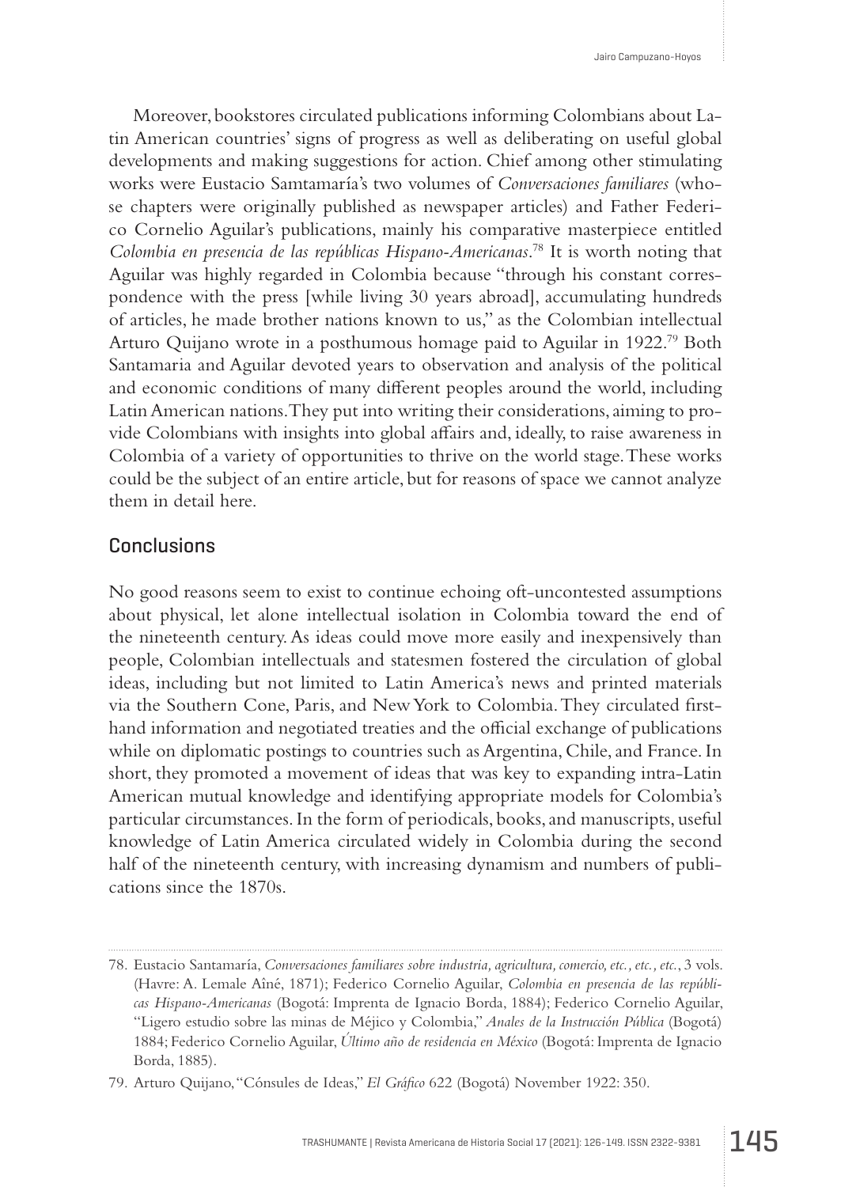Moreover, bookstores circulated publications informing Colombians about Latin American countries' signs of progress as well as deliberating on useful global developments and making suggestions for action. Chief among other stimulating works were Eustacio Samtamaría's two volumes of *Conversaciones familiares* (whose chapters were originally published as newspaper articles) and Father Federico Cornelio Aguilar's publications, mainly his comparative masterpiece entitled *Colombia en presencia de las repúblicas Hispano-Americanas*.[78] It is worth noting that Aguilar was highly regarded in Colombia because "through his constant correspondence with the press [while living 30 years abroad], accumulating hundreds of articles, he made brother nations known to us," as the Colombian intellectual Arturo Quijano wrote in a posthumous homage paid to Aguilar in 1922.[79] Both Santamaria and Aguilar devoted years to observation and analysis of the political and economic conditions of many different peoples around the world, including Latin American nations. They put into writing their considerations, aiming to provide Colombians with insights into global affairs and, ideally, to raise awareness in Colombia of a variety of opportunities to thrive on the world stage. These works could be the subject of an entire article, but for reasons of space we cannot analyze them in detail here.

## Conclusions

No good reasons seem to exist to continue echoing oft-uncontested assumptions about physical, let alone intellectual isolation in Colombia toward the end of the nineteenth century. As ideas could move more easily and inexpensively than people, Colombian intellectuals and statesmen fostered the circulation of global ideas, including but not limited to Latin America's news and printed materials via the Southern Cone, Paris, and New York to Colombia. They circulated first-hand information and negotiated treaties and the official exchange of publications while on diplomatic postings to countries such as Argentina, Chile, and France. In short, they promoted a movement of ideas that was key to expanding intra-Latin American mutual knowledge and identifying appropriate models for Colombia's particular circumstances. In the form of periodicals, books, and manuscripts, useful knowledge of Latin America circulated widely in Colombia during the second half of the nineteenth century, with increasing dynamism and numbers of publications since the 1870s.

---

78. Eustacio Santamaría, *Conversaciones familiares sobre industria, agricultura, comercio, etc., etc., etc.*, 3 vols. (Havre: A. Lemale Aîné, 1871); Federico Cornelio Aguilar, *Colombia en presencia de las repúblicas Hispano-Americanas* (Bogotá: Imprenta de Ignacio Borda, 1884); Federico Cornelio Aguilar, "Ligero estudio sobre las minas de Méjico y Colombia," *Anales de la Instrucción Pública* (Bogotá) 1884; Federico Cornelio Aguilar, *Último año de residencia en México* (Bogotá: Imprenta de Ignacio Borda, 1885).

79. Arturo Quijano, "Cónsules de Ideas," *El Gráfico* 622 (Bogotá) November 1922: 350.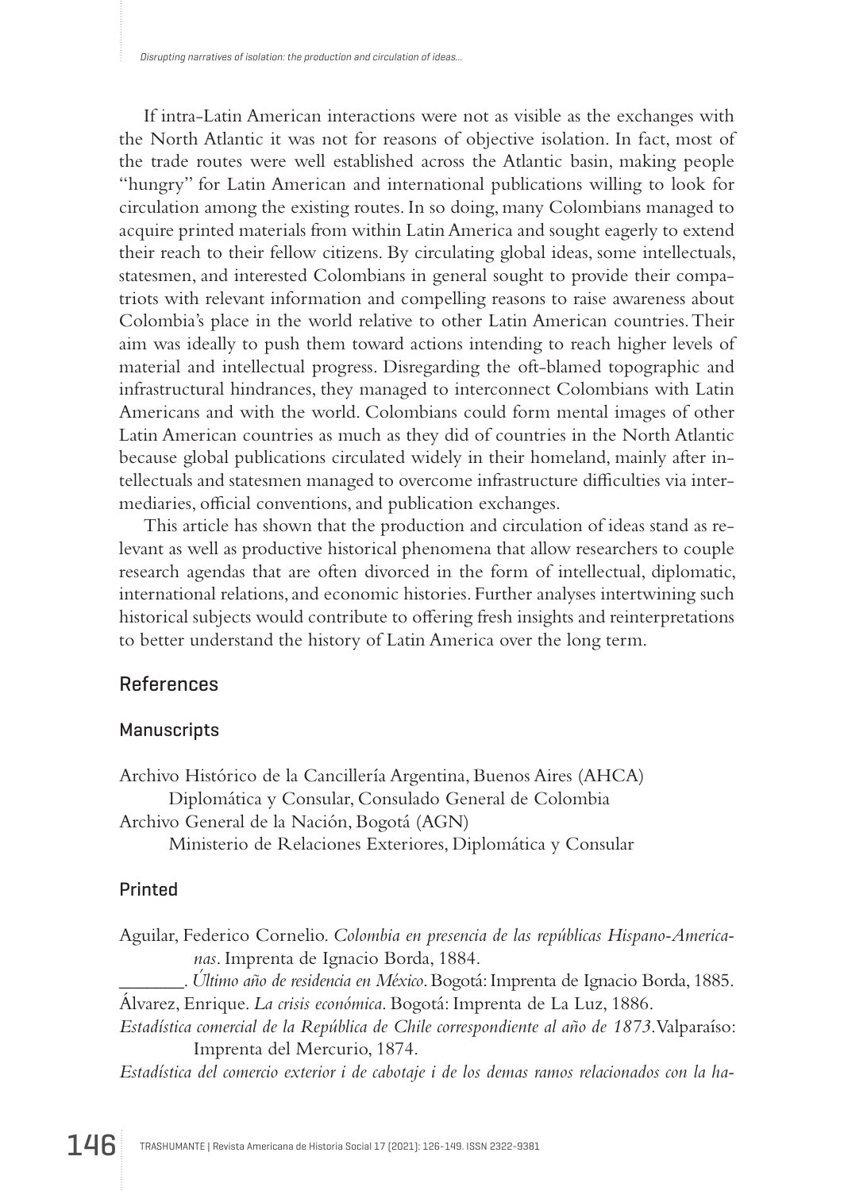If intra-Latin American interactions were not as visible as the exchanges with the North Atlantic it was not for reasons of objective isolation. In fact, most of the trade routes were well established across the Atlantic basin, making people "hungry" for Latin American and international publications willing to look for circulation among the existing routes. In so doing, many Colombians managed to acquire printed materials from within Latin America and sought eagerly to extend their reach to their fellow citizens. By circulating global ideas, some intellectuals, statesmen, and interested Colombians in general sought to provide their compatriots with relevant information and compelling reasons to raise awareness about Colombia's place in the world relative to other Latin American countries. Their aim was ideally to push them toward actions intending to reach higher levels of material and intellectual progress. Disregarding the oft-blamed topographic and infrastructural hindrances, they managed to interconnect Colombians with Latin Americans and with the world. Colombians could form mental images of other Latin American countries as much as they did of countries in the North Atlantic because global publications circulated widely in their homeland, mainly after intellectuals and statesmen managed to overcome infrastructure difficulties via intermediaries, official conventions, and publication exchanges.

This article has shown that the production and circulation of ideas stand as relevant as well as productive historical phenomena that allow researchers to couple research agendas that are often divorced in the form of intellectual, diplomatic, international relations, and economic histories. Further analyses intertwining such historical subjects would contribute to offering fresh insights and reinterpretations to better understand the history of Latin America over the long term.

## References

### Manuscripts

Archivo Histórico de la Cancillería Argentina, Buenos Aires (AHCA)
Diplomática y Consular, Consulado General de Colombia
Archivo General de la Nación, Bogotá (AGN)
Ministerio de Relaciones Exteriores, Diplomática y Consular

### Printed

Aguilar, Federico Cornelio. *Colombia en presencia de las repúblicas Hispano-Americanas*. Imprenta de Ignacio Borda, 1884.

\_\_\_\_\_\_\_. *Último año de residencia en México*. Bogotá: Imprenta de Ignacio Borda, 1885.

Álvarez, Enrique. *La crisis económica*. Bogotá: Imprenta de La Luz, 1886.

*Estadística comercial de la República de Chile correspondiente al año de 1873*. Valparaíso: Imprenta del Mercurio, 1874.

*Estadística del comercio exterior i de cabotaje i de los demas ramos relacionados con la ha-*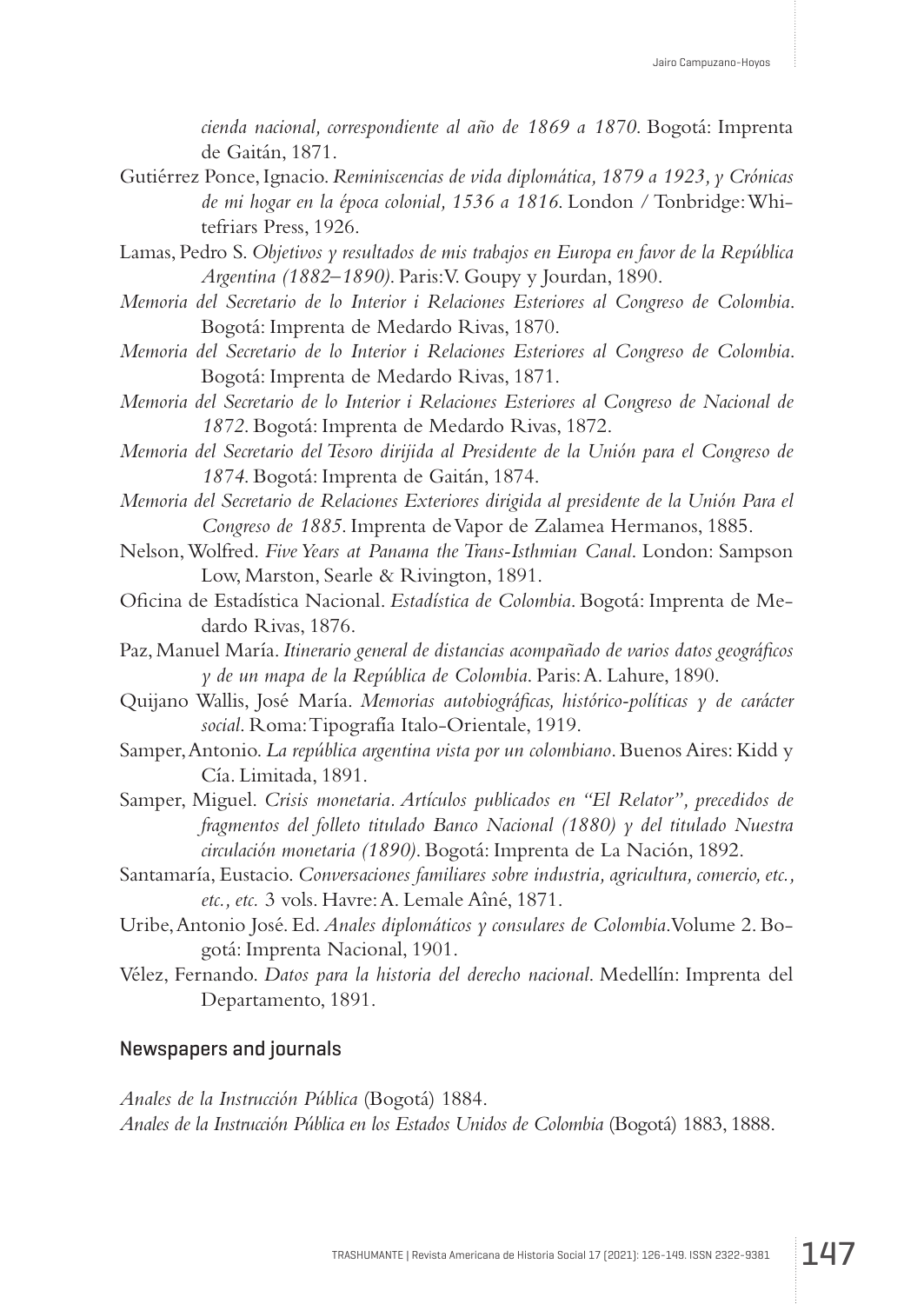*cienda nacional, correspondiente al año de 1869 a 1870*. Bogotá: Imprenta de Gaitán, 1871.

Gutiérrez Ponce, Ignacio. *Reminiscencias de vida diplomática, 1879 a 1923, y Crónicas de mi hogar en la época colonial, 1536 a 1816*. London / Tonbridge: Whitefriars Press, 1926.

Lamas, Pedro S. *Objetivos y resultados de mis trabajos en Europa en favor de la República Argentina (1882–1890)*. Paris: V. Goupy y Jourdan, 1890.

*Memoria del Secretario de lo Interior i Relaciones Esteriores al Congreso de Colombia*. Bogotá: Imprenta de Medardo Rivas, 1870.

*Memoria del Secretario de lo Interior i Relaciones Esteriores al Congreso de Colombia*. Bogotá: Imprenta de Medardo Rivas, 1871.

*Memoria del Secretario de lo Interior i Relaciones Esteriores al Congreso de Nacional de 1872*. Bogotá: Imprenta de Medardo Rivas, 1872.

*Memoria del Secretario del Tesoro dirijida al Presidente de la Unión para el Congreso de 1874*. Bogotá: Imprenta de Gaitán, 1874.

*Memoria del Secretario de Relaciones Exteriores dirigida al presidente de la Unión Para el Congreso de 1885*. Imprenta de Vapor de Zalamea Hermanos, 1885.

Nelson, Wolfred. *Five Years at Panama the Trans-Isthmian Canal*. London: Sampson Low, Marston, Searle & Rivington, 1891.

Oficina de Estadística Nacional. *Estadística de Colombia*. Bogotá: Imprenta de Medardo Rivas, 1876.

Paz, Manuel María. *Itinerario general de distancias acompañado de varios datos geográficos y de un mapa de la República de Colombia*. Paris: A. Lahure, 1890.

Quijano Wallis, José María. *Memorias autobiográficas, histórico-políticas y de carácter social*. Roma: Tipografía Italo-Orientale, 1919.

Samper, Antonio. *La república argentina vista por un colombiano*. Buenos Aires: Kidd y Cía. Limitada, 1891.

Samper, Miguel. *Crisis monetaria. Artículos publicados en "El Relator", precedidos de fragmentos del folleto titulado Banco Nacional (1880) y del titulado Nuestra circulación monetaria (1890)*. Bogotá: Imprenta de La Nación, 1892.

Santamaría, Eustacio. *Conversaciones familiares sobre industria, agricultura, comercio, etc., etc., etc.* 3 vols. Havre: A. Lemale Aîné, 1871.

Uribe, Antonio José. Ed. *Anales diplomáticos y consulares de Colombia*. Volume 2. Bogotá: Imprenta Nacional, 1901.

Vélez, Fernando. *Datos para la historia del derecho nacional*. Medellín: Imprenta del Departamento, 1891.

## Newspapers and journals

*Anales de la Instrucción Pública* (Bogotá) 1884.

*Anales de la Instrucción Pública en los Estados Unidos de Colombia* (Bogotá) 1883, 1888.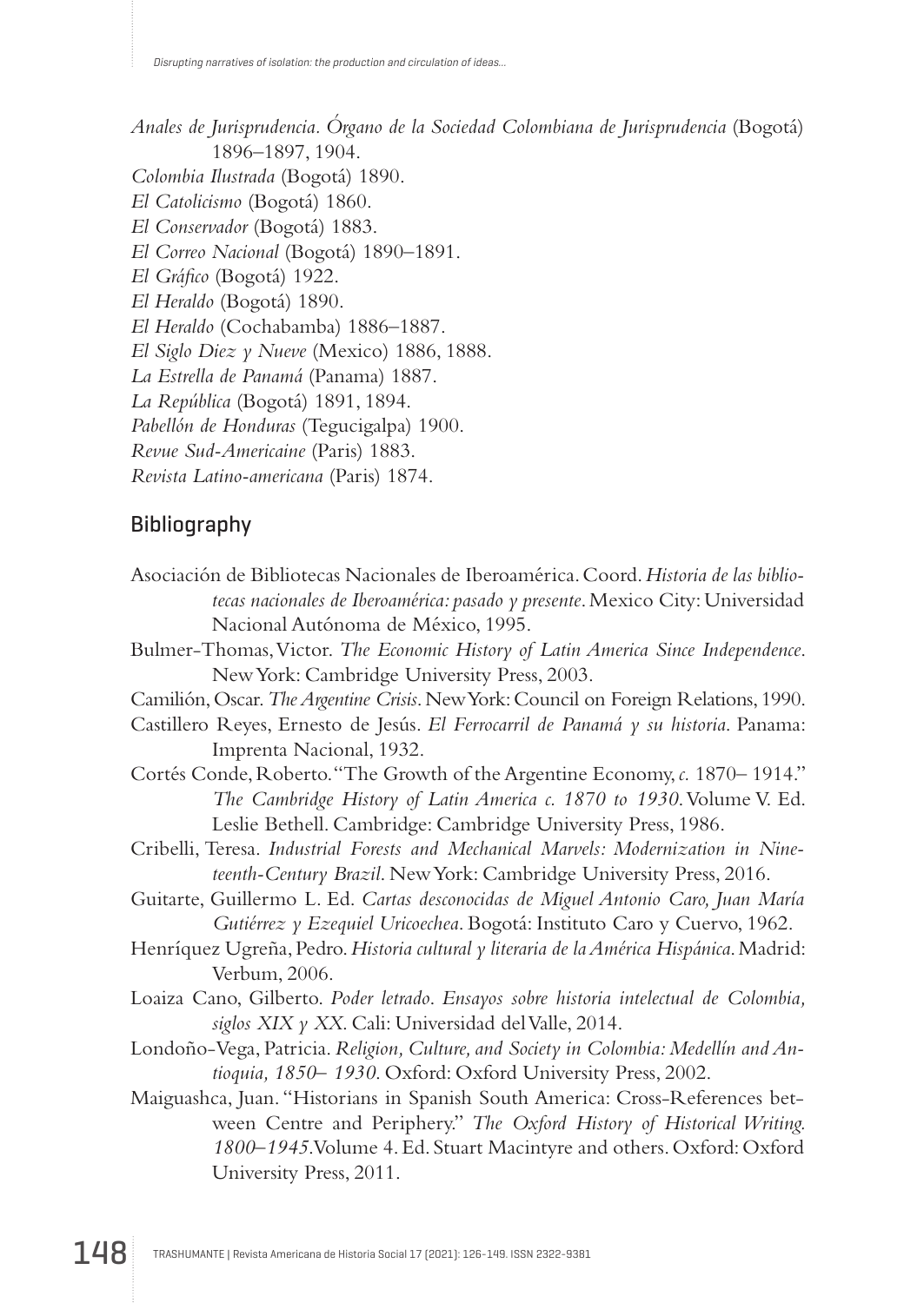*Anales de Jurisprudencia. Órgano de la Sociedad Colombiana de Jurisprudencia* (Bogotá) 1896–1897, 1904.

*Colombia Ilustrada* (Bogotá) 1890.

*El Catolicismo* (Bogotá) 1860.

*El Conservador* (Bogotá) 1883.

*El Correo Nacional* (Bogotá) 1890–1891.

*El Gráfico* (Bogotá) 1922.

*El Heraldo* (Bogotá) 1890.

*El Heraldo* (Cochabamba) 1886–1887.

*El Siglo Diez y Nueve* (Mexico) 1886, 1888.

*La Estrella de Panamá* (Panama) 1887.

*La República* (Bogotá) 1891, 1894.

*Pabellón de Honduras* (Tegucigalpa) 1900.

*Revue Sud-Americaine* (Paris) 1883.

*Revista Latino-americana* (Paris) 1874.

## Bibliography

Asociación de Bibliotecas Nacionales de Iberoamérica. Coord. *Historia de las bibliotecas nacionales de Iberoamérica: pasado y presente*. Mexico City: Universidad Nacional Autónoma de México, 1995.

Bulmer-Thomas, Victor. *The Economic History of Latin America Since Independence*. New York: Cambridge University Press, 2003.

Camilión, Oscar. *The Argentine Crisis*. New York: Council on Foreign Relations, 1990.

Castillero Reyes, Ernesto de Jesús. *El Ferrocarril de Panamá y su historia*. Panama: Imprenta Nacional, 1932.

Cortés Conde, Roberto. "The Growth of the Argentine Economy, *c.* 1870– 1914." *The Cambridge History of Latin America c. 1870 to 1930*. Volume V. Ed. Leslie Bethell. Cambridge: Cambridge University Press, 1986.

Cribelli, Teresa. *Industrial Forests and Mechanical Marvels: Modernization in Nineteenth-Century Brazil*. New York: Cambridge University Press, 2016.

Guitarte, Guillermo L. Ed. *Cartas desconocidas de Miguel Antonio Caro, Juan María Gutiérrez y Ezequiel Uricoechea*. Bogotá: Instituto Caro y Cuervo, 1962.

Henríquez Ugreña, Pedro. *Historia cultural y literaria de la América Hispánica*. Madrid: Verbum, 2006.

Loaiza Cano, Gilberto. *Poder letrado. Ensayos sobre historia intelectual de Colombia, siglos XIX y XX*. Cali: Universidad del Valle, 2014.

Londoño-Vega, Patricia. *Religion, Culture, and Society in Colombia: Medellín and Antioquia, 1850– 1930*. Oxford: Oxford University Press, 2002.

Maiguashca, Juan. "Historians in Spanish South America: Cross-References between Centre and Periphery." *The Oxford History of Historical Writing. 1800–1945*. Volume 4. Ed. Stuart Macintyre and others. Oxford: Oxford University Press, 2011.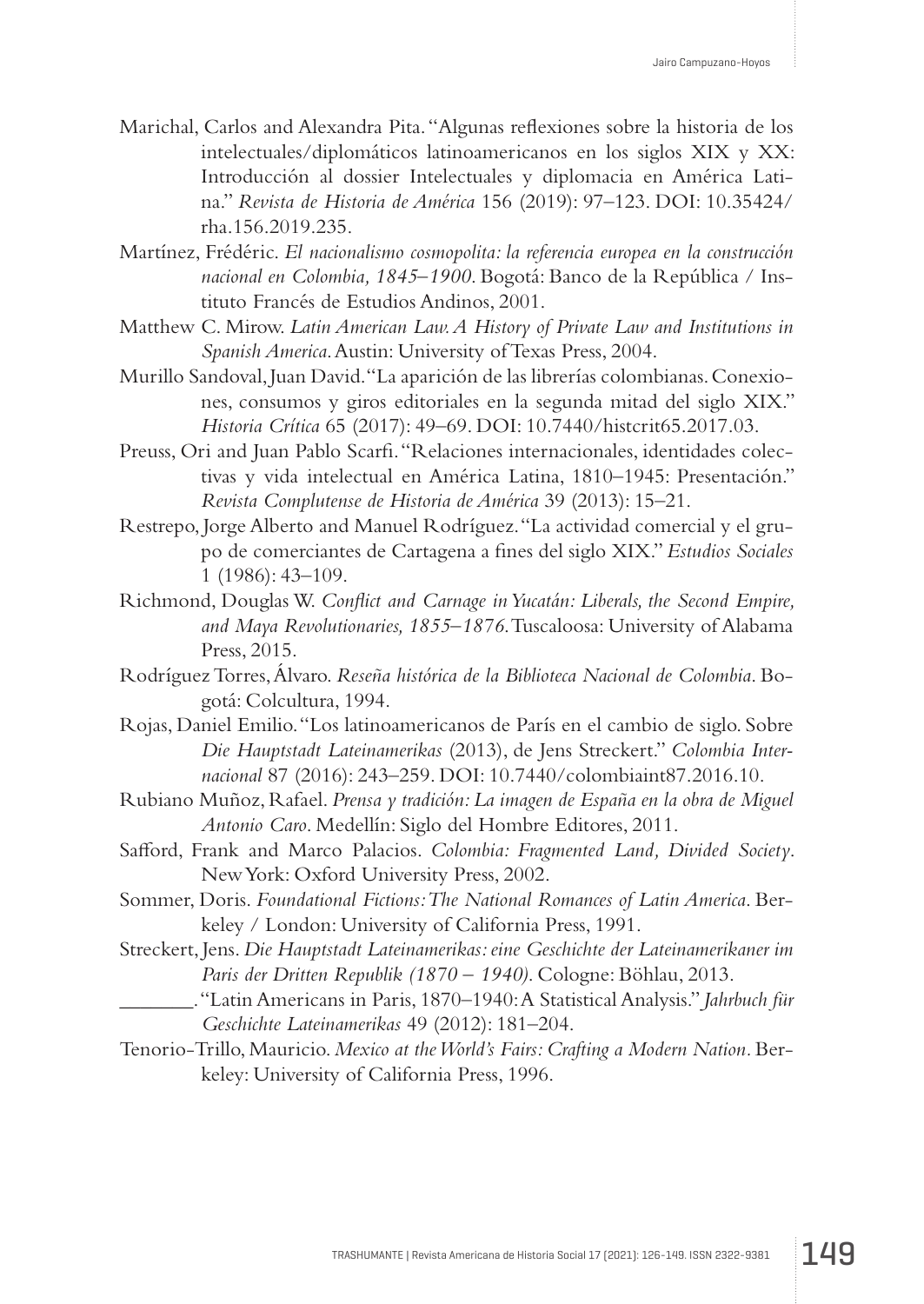Marichal, Carlos and Alexandra Pita. "Algunas reflexiones sobre la historia de los intelectuales/diplomáticos latinoamericanos en los siglos XIX y XX: Introducción al dossier Intelectuales y diplomacia en América Latina." *Revista de Historia de América* 156 (2019): 97–123. DOI: 10.35424/rha.156.2019.235.

Martínez, Frédéric. *El nacionalismo cosmopolita: la referencia europea en la construcción nacional en Colombia, 1845–1900*. Bogotá: Banco de la República / Instituto Francés de Estudios Andinos, 2001.

Matthew C. Mirow. *Latin American Law. A History of Private Law and Institutions in Spanish America*. Austin: University of Texas Press, 2004.

Murillo Sandoval, Juan David. "La aparición de las librerías colombianas. Conexiones, consumos y giros editoriales en la segunda mitad del siglo XIX." *Historia Crítica* 65 (2017): 49–69. DOI: 10.7440/histcrit65.2017.03.

Preuss, Ori and Juan Pablo Scarfi. "Relaciones internacionales, identidades colectivas y vida intelectual en América Latina, 1810–1945: Presentación." *Revista Complutense de Historia de América* 39 (2013): 15–21.

Restrepo, Jorge Alberto and Manuel Rodríguez. "La actividad comercial y el grupo de comerciantes de Cartagena a fines del siglo XIX." *Estudios Sociales* 1 (1986): 43–109.

Richmond, Douglas W. *Conflict and Carnage in Yucatán: Liberals, the Second Empire, and Maya Revolutionaries, 1855–1876*. Tuscaloosa: University of Alabama Press, 2015.

Rodríguez Torres, Álvaro. *Reseña histórica de la Biblioteca Nacional de Colombia*. Bogotá: Colcultura, 1994.

Rojas, Daniel Emilio. "Los latinoamericanos de París en el cambio de siglo. Sobre *Die Hauptstadt Lateinamerikas* (2013), de Jens Streckert." *Colombia Internacional* 87 (2016): 243–259. DOI: 10.7440/colombiaint87.2016.10.

Rubiano Muñoz, Rafael. *Prensa y tradición: La imagen de España en la obra de Miguel Antonio Caro*. Medellín: Siglo del Hombre Editores, 2011.

Safford, Frank and Marco Palacios. *Colombia: Fragmented Land, Divided Society*. New York: Oxford University Press, 2002.

Sommer, Doris. *Foundational Fictions: The National Romances of Latin America*. Berkeley / London: University of California Press, 1991.

Streckert, Jens. *Die Hauptstadt Lateinamerikas: eine Geschichte der Lateinamerikaner im Paris der Dritten Republik (1870 – 1940)*. Cologne: Böhlau, 2013.

_______. "Latin Americans in Paris, 1870–1940: A Statistical Analysis." *Jahrbuch für Geschichte Lateinamerikas* 49 (2012): 181–204.

Tenorio-Trillo, Mauricio. *Mexico at the World's Fairs: Crafting a Modern Nation*. Berkeley: University of California Press, 1996.